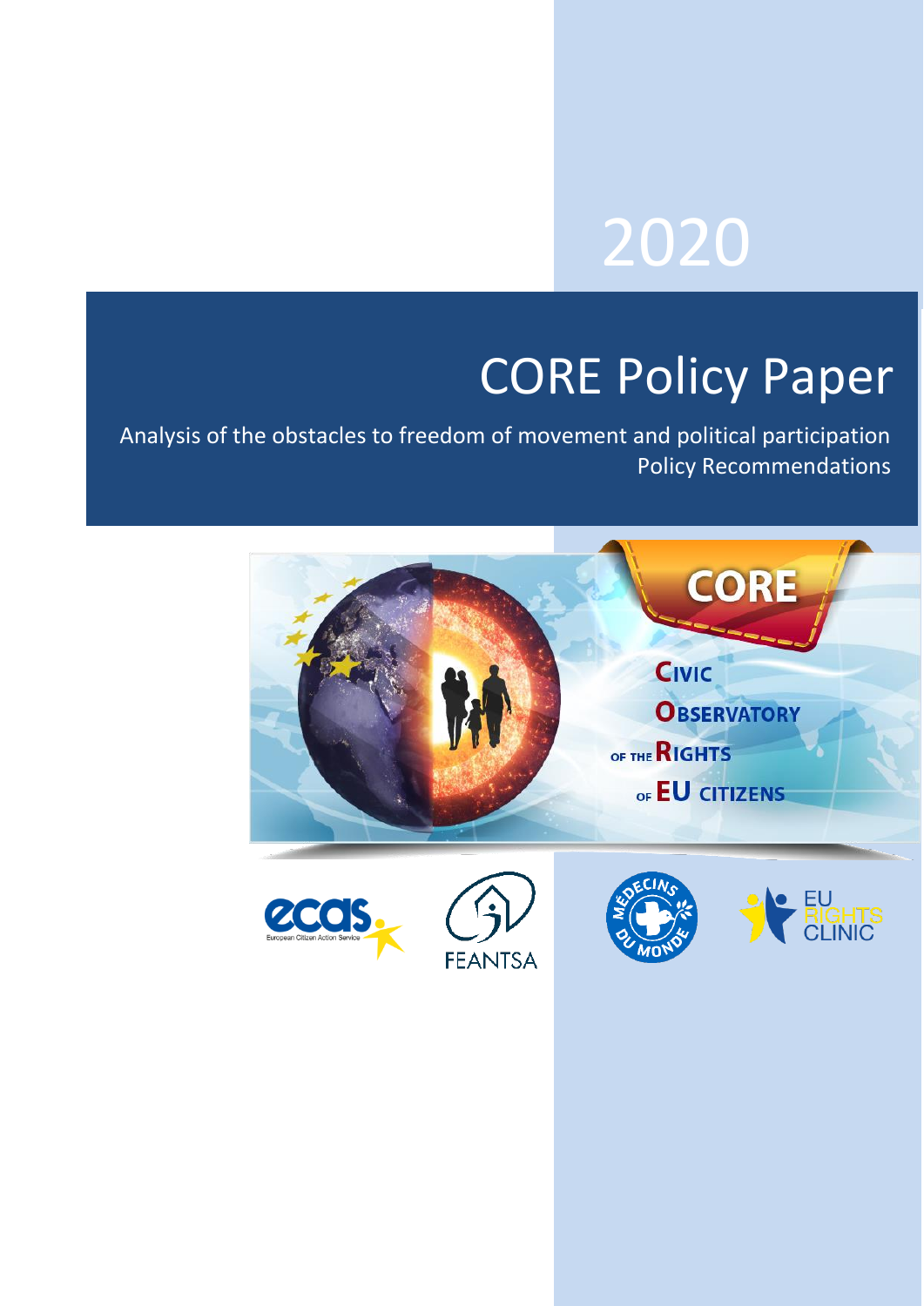2020

# CORE Policy Paper

Analysis of the obstacles to freedom of movement and political participation
Policy Recommendations

CORE

Civic Observatory of the Rights of EU Citizens

ecas European Citizen Action Service

FEANTSA

Médecins du Monde

EU Rights Clinic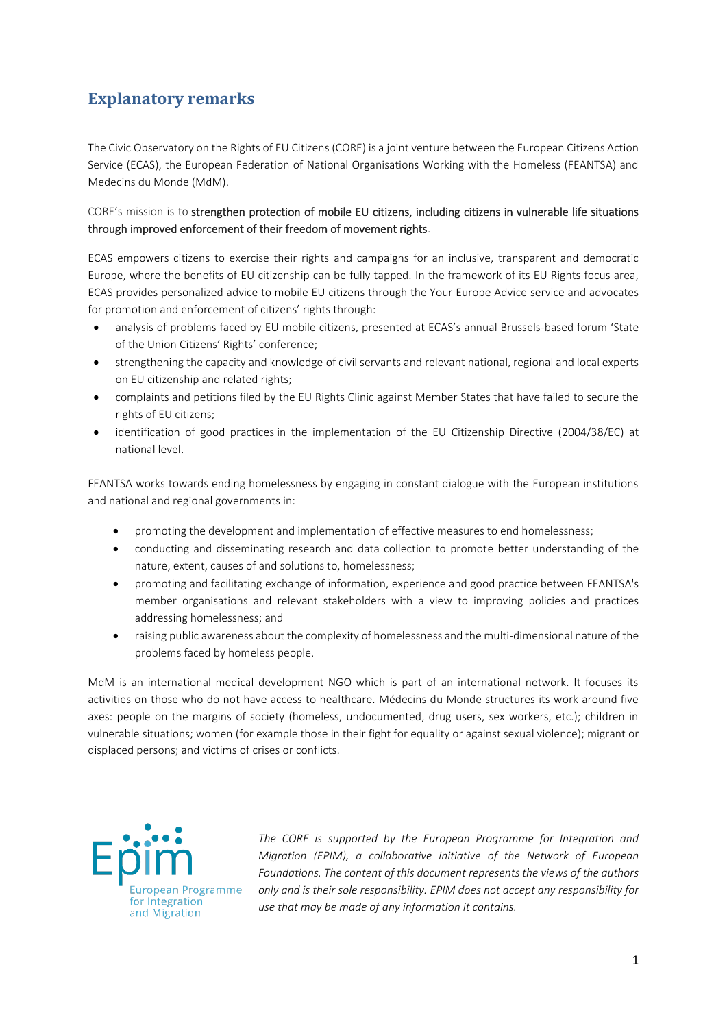## Explanatory remarks

The Civic Observatory on the Rights of EU Citizens (CORE) is a joint venture between the European Citizens Action Service (ECAS), the European Federation of National Organisations Working with the Homeless (FEANTSA) and Medecins du Monde (MdM).

CORE's mission is to **strengthen protection of mobile EU citizens, including citizens in vulnerable life situations through improved enforcement of their freedom of movement rights**.

ECAS empowers citizens to exercise their rights and campaigns for an inclusive, transparent and democratic Europe, where the benefits of EU citizenship can be fully tapped. In the framework of its EU Rights focus area, ECAS provides personalized advice to mobile EU citizens through the Your Europe Advice service and advocates for promotion and enforcement of citizens' rights through:

- analysis of problems faced by EU mobile citizens, presented at ECAS's annual Brussels-based forum 'State of the Union Citizens' Rights' conference;
- strengthening the capacity and knowledge of civil servants and relevant national, regional and local experts on EU citizenship and related rights;
- complaints and petitions filed by the EU Rights Clinic against Member States that have failed to secure the rights of EU citizens;
- identification of good practices in the implementation of the EU Citizenship Directive (2004/38/EC) at national level.

FEANTSA works towards ending homelessness by engaging in constant dialogue with the European institutions and national and regional governments in:

- promoting the development and implementation of effective measures to end homelessness;
- conducting and disseminating research and data collection to promote better understanding of the nature, extent, causes of and solutions to, homelessness;
- promoting and facilitating exchange of information, experience and good practice between FEANTSA's member organisations and relevant stakeholders with a view to improving policies and practices addressing homelessness; and
- raising public awareness about the complexity of homelessness and the multi-dimensional nature of the problems faced by homeless people.

MdM is an international medical development NGO which is part of an international network. It focuses its activities on those who do not have access to healthcare. Médecins du Monde structures its work around five axes: people on the margins of society (homeless, undocumented, drug users, sex workers, etc.); children in vulnerable situations; women (for example those in their fight for equality or against sexual violence); migrant or displaced persons; and victims of crises or conflicts.

Epim European Programme for Integration and Migration

*The CORE is supported by the European Programme for Integration and Migration (EPIM), a collaborative initiative of the Network of European Foundations. The content of this document represents the views of the authors only and is their sole responsibility. EPIM does not accept any responsibility for use that may be made of any information it contains.*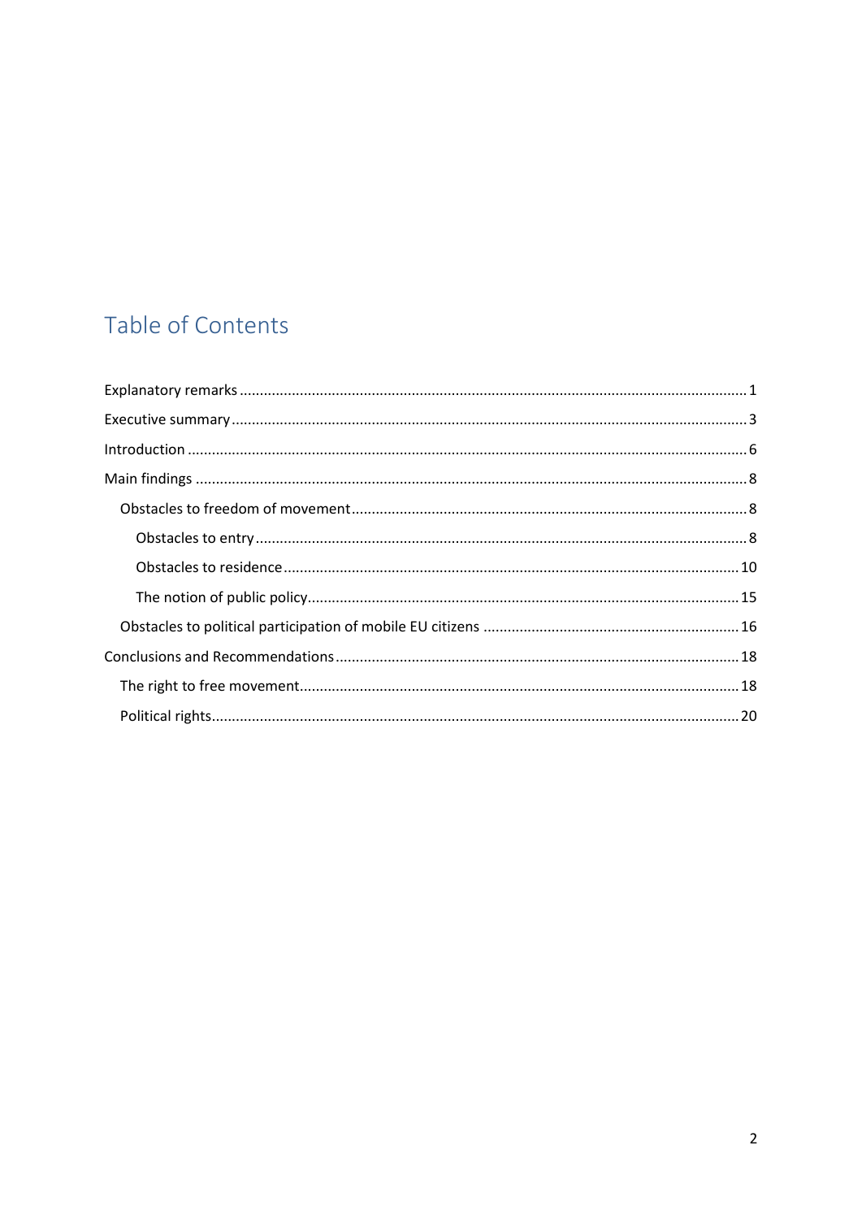# Table of Contents

Explanatory remarks ............................................................ 1

Executive summary ............................................................ 3

Introduction ............................................................ 6

Main findings ............................................................ 8

- Obstacles to freedom of movement ............................................................ 8
  - Obstacles to entry ............................................................ 8
  - Obstacles to residence ............................................................ 10
  - The notion of public policy ............................................................ 15
- Obstacles to political participation of mobile EU citizens ............................................................ 16

Conclusions and Recommendations ............................................................ 18

- The right to free movement ............................................................ 18
- Political rights ............................................................ 20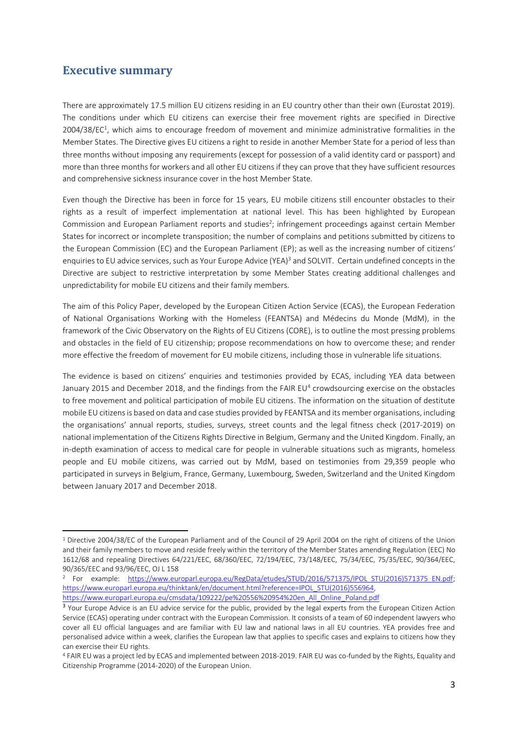## Executive summary

There are approximately 17.5 million EU citizens residing in an EU country other than their own (Eurostat 2019). The conditions under which EU citizens can exercise their free movement rights are specified in Directive 2004/38/EC[1], which aims to encourage freedom of movement and minimize administrative formalities in the Member States. The Directive gives EU citizens a right to reside in another Member State for a period of less than three months without imposing any requirements (except for possession of a valid identity card or passport) and more than three months for workers and all other EU citizens if they can prove that they have sufficient resources and comprehensive sickness insurance cover in the host Member State.

Even though the Directive has been in force for 15 years, EU mobile citizens still encounter obstacles to their rights as a result of imperfect implementation at national level. This has been highlighted by European Commission and European Parliament reports and studies[2]; infringement proceedings against certain Member States for incorrect or incomplete transposition; the number of complains and petitions submitted by citizens to the European Commission (EC) and the European Parliament (EP); as well as the increasing number of citizens' enquiries to EU advice services, such as Your Europe Advice (YEA)[3] and SOLVIT. Certain undefined concepts in the Directive are subject to restrictive interpretation by some Member States creating additional challenges and unpredictability for mobile EU citizens and their family members.

The aim of this Policy Paper, developed by the European Citizen Action Service (ECAS), the European Federation of National Organisations Working with the Homeless (FEANTSA) and Médecins du Monde (MdM), in the framework of the Civic Observatory on the Rights of EU Citizens (CORE), is to outline the most pressing problems and obstacles in the field of EU citizenship; propose recommendations on how to overcome these; and render more effective the freedom of movement for EU mobile citizens, including those in vulnerable life situations.

The evidence is based on citizens' enquiries and testimonies provided by ECAS, including YEA data between January 2015 and December 2018, and the findings from the FAIR EU[4] crowdsourcing exercise on the obstacles to free movement and political participation of mobile EU citizens. The information on the situation of destitute mobile EU citizens is based on data and case studies provided by FEANTSA and its member organisations, including the organisations' annual reports, studies, surveys, street counts and the legal fitness check (2017-2019) on national implementation of the Citizens Rights Directive in Belgium, Germany and the United Kingdom. Finally, an in-depth examination of access to medical care for people in vulnerable situations such as migrants, homeless people and EU mobile citizens, was carried out by MdM, based on testimonies from 29,359 people who participated in surveys in Belgium, France, Germany, Luxembourg, Sweden, Switzerland and the United Kingdom between January 2017 and December 2018.

---

[1] Directive 2004/38/EC of the European Parliament and of the Council of 29 April 2004 on the right of citizens of the Union and their family members to move and reside freely within the territory of the Member States amending Regulation (EEC) No 1612/68 and repealing Directives 64/221/EEC, 68/360/EEC, 72/194/EEC, 73/148/EEC, 75/34/EEC, 75/35/EEC, 90/364/EEC, 90/365/EEC and 93/96/EEC, OJ L 158

[2] For example: https://www.europarl.europa.eu/RegData/etudes/STUD/2016/571375/IPOL_STU(2016)571375_EN.pdf; https://www.europarl.europa.eu/thinktank/en/document.html?reference=IPOL_STU(2016)556964, https://www.europarl.europa.eu/cmsdata/109222/pe%20556%20954%20en_All_Online_Poland.pdf

[3] Your Europe Advice is an EU advice service for the public, provided by the legal experts from the European Citizen Action Service (ECAS) operating under contract with the European Commission. It consists of a team of 60 independent lawyers who cover all EU official languages and are familiar with EU law and national laws in all EU countries. YEA provides free and personalised advice within a week, clarifies the European law that applies to specific cases and explains to citizens how they can exercise their EU rights.

[4] FAIR EU was a project led by ECAS and implemented between 2018-2019. FAIR EU was co-funded by the Rights, Equality and Citizenship Programme (2014-2020) of the European Union.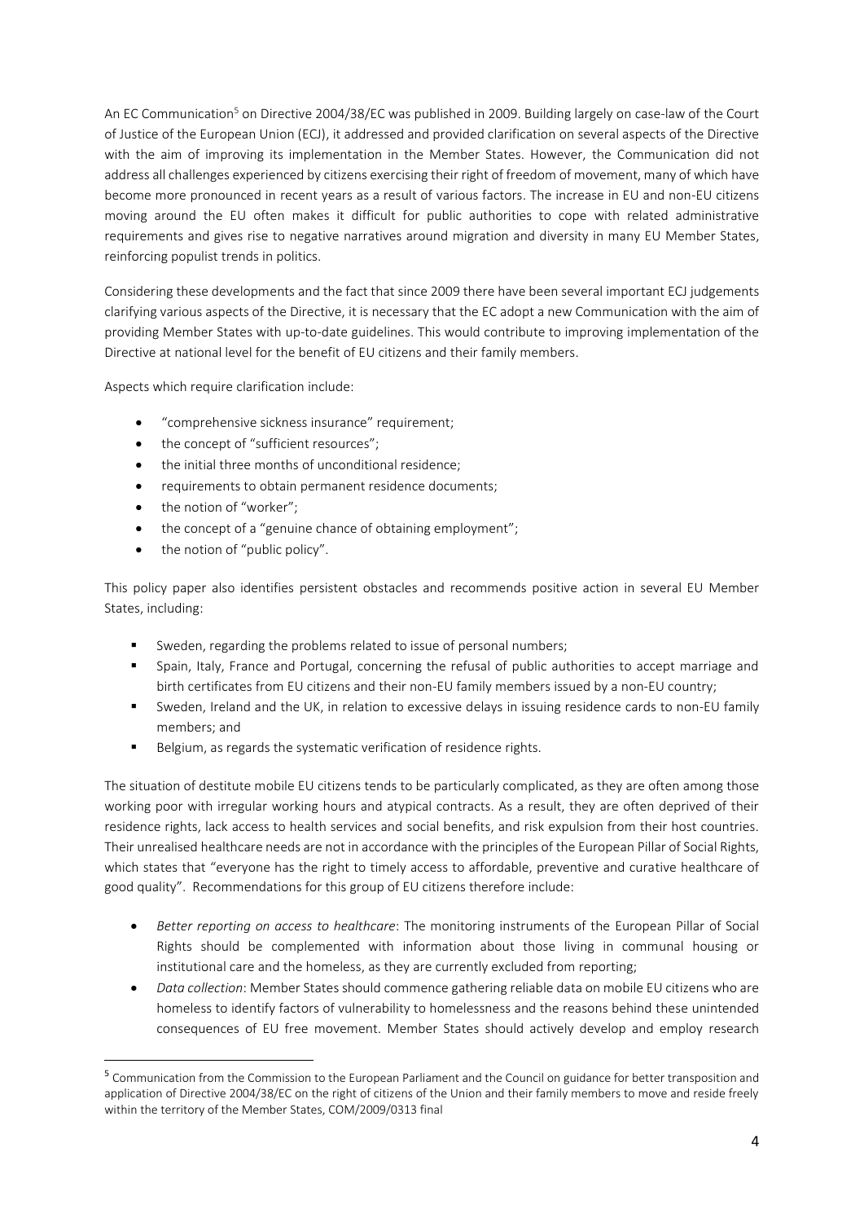An EC Communication[5] on Directive 2004/38/EC was published in 2009. Building largely on case-law of the Court of Justice of the European Union (ECJ), it addressed and provided clarification on several aspects of the Directive with the aim of improving its implementation in the Member States. However, the Communication did not address all challenges experienced by citizens exercising their right of freedom of movement, many of which have become more pronounced in recent years as a result of various factors. The increase in EU and non-EU citizens moving around the EU often makes it difficult for public authorities to cope with related administrative requirements and gives rise to negative narratives around migration and diversity in many EU Member States, reinforcing populist trends in politics.

Considering these developments and the fact that since 2009 there have been several important ECJ judgements clarifying various aspects of the Directive, it is necessary that the EC adopt a new Communication with the aim of providing Member States with up-to-date guidelines. This would contribute to improving implementation of the Directive at national level for the benefit of EU citizens and their family members.

Aspects which require clarification include:

- "comprehensive sickness insurance" requirement;
- the concept of "sufficient resources";
- the initial three months of unconditional residence;
- requirements to obtain permanent residence documents;
- the notion of "worker";
- the concept of a "genuine chance of obtaining employment";
- the notion of "public policy".

This policy paper also identifies persistent obstacles and recommends positive action in several EU Member States, including:

- Sweden, regarding the problems related to issue of personal numbers;
- Spain, Italy, France and Portugal, concerning the refusal of public authorities to accept marriage and birth certificates from EU citizens and their non-EU family members issued by a non-EU country;
- Sweden, Ireland and the UK, in relation to excessive delays in issuing residence cards to non-EU family members; and
- Belgium, as regards the systematic verification of residence rights.

The situation of destitute mobile EU citizens tends to be particularly complicated, as they are often among those working poor with irregular working hours and atypical contracts. As a result, they are often deprived of their residence rights, lack access to health services and social benefits, and risk expulsion from their host countries. Their unrealised healthcare needs are not in accordance with the principles of the European Pillar of Social Rights, which states that "everyone has the right to timely access to affordable, preventive and curative healthcare of good quality". Recommendations for this group of EU citizens therefore include:

- *Better reporting on access to healthcare*: The monitoring instruments of the European Pillar of Social Rights should be complemented with information about those living in communal housing or institutional care and the homeless, as they are currently excluded from reporting;
- *Data collection*: Member States should commence gathering reliable data on mobile EU citizens who are homeless to identify factors of vulnerability to homelessness and the reasons behind these unintended consequences of EU free movement. Member States should actively develop and employ research

[5] Communication from the Commission to the European Parliament and the Council on guidance for better transposition and application of Directive 2004/38/EC on the right of citizens of the Union and their family members to move and reside freely within the territory of the Member States, COM/2009/0313 final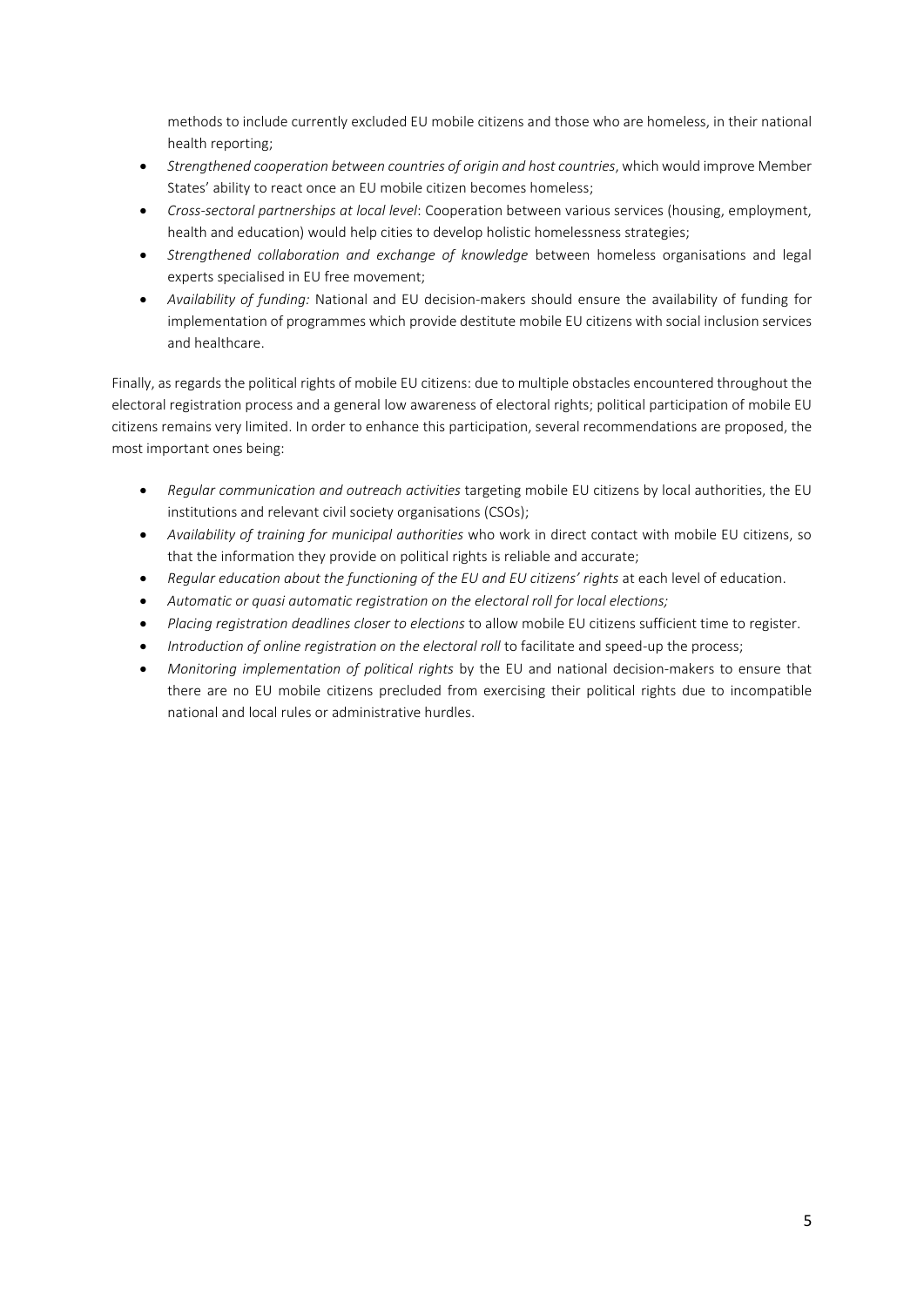methods to include currently excluded EU mobile citizens and those who are homeless, in their national health reporting;

- *Strengthened cooperation between countries of origin and host countries*, which would improve Member States' ability to react once an EU mobile citizen becomes homeless;
- *Cross-sectoral partnerships at local level*: Cooperation between various services (housing, employment, health and education) would help cities to develop holistic homelessness strategies;
- *Strengthened collaboration and exchange of knowledge* between homeless organisations and legal experts specialised in EU free movement;
- *Availability of funding:* National and EU decision-makers should ensure the availability of funding for implementation of programmes which provide destitute mobile EU citizens with social inclusion services and healthcare.

Finally, as regards the political rights of mobile EU citizens: due to multiple obstacles encountered throughout the electoral registration process and a general low awareness of electoral rights; political participation of mobile EU citizens remains very limited. In order to enhance this participation, several recommendations are proposed, the most important ones being:

- *Regular communication and outreach activities* targeting mobile EU citizens by local authorities, the EU institutions and relevant civil society organisations (CSOs);
- *Availability of training for municipal authorities* who work in direct contact with mobile EU citizens, so that the information they provide on political rights is reliable and accurate;
- *Regular education about the functioning of the EU and EU citizens' rights* at each level of education.
- *Automatic or quasi automatic registration on the electoral roll for local elections;*
- *Placing registration deadlines closer to elections* to allow mobile EU citizens sufficient time to register.
- *Introduction of online registration on the electoral roll* to facilitate and speed-up the process;
- *Monitoring implementation of political rights* by the EU and national decision-makers to ensure that there are no EU mobile citizens precluded from exercising their political rights due to incompatible national and local rules or administrative hurdles.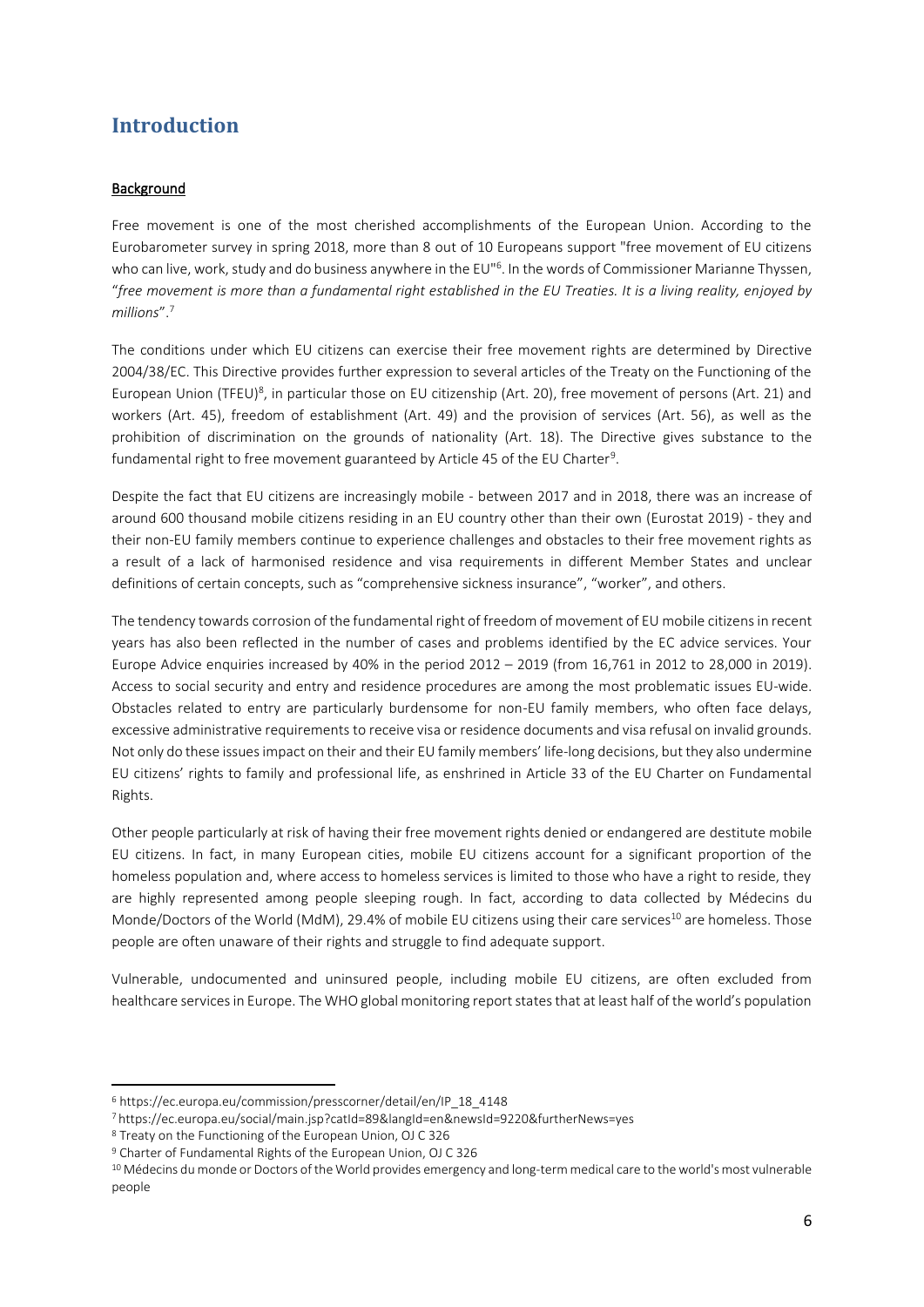# Introduction

**Background**

Free movement is one of the most cherished accomplishments of the European Union. According to the Eurobarometer survey in spring 2018, more than 8 out of 10 Europeans support "free movement of EU citizens who can live, work, study and do business anywhere in the EU"[6]. In the words of Commissioner Marianne Thyssen, "*free movement is more than a fundamental right established in the EU Treaties. It is a living reality, enjoyed by millions*".[7]

The conditions under which EU citizens can exercise their free movement rights are determined by Directive 2004/38/EC. This Directive provides further expression to several articles of the Treaty on the Functioning of the European Union (TFEU)[8], in particular those on EU citizenship (Art. 20), free movement of persons (Art. 21) and workers (Art. 45), freedom of establishment (Art. 49) and the provision of services (Art. 56), as well as the prohibition of discrimination on the grounds of nationality (Art. 18). The Directive gives substance to the fundamental right to free movement guaranteed by Article 45 of the EU Charter[9].

Despite the fact that EU citizens are increasingly mobile - between 2017 and in 2018, there was an increase of around 600 thousand mobile citizens residing in an EU country other than their own (Eurostat 2019) - they and their non-EU family members continue to experience challenges and obstacles to their free movement rights as a result of a lack of harmonised residence and visa requirements in different Member States and unclear definitions of certain concepts, such as "comprehensive sickness insurance", "worker", and others.

The tendency towards corrosion of the fundamental right of freedom of movement of EU mobile citizens in recent years has also been reflected in the number of cases and problems identified by the EC advice services. Your Europe Advice enquiries increased by 40% in the period 2012 – 2019 (from 16,761 in 2012 to 28,000 in 2019). Access to social security and entry and residence procedures are among the most problematic issues EU-wide. Obstacles related to entry are particularly burdensome for non-EU family members, who often face delays, excessive administrative requirements to receive visa or residence documents and visa refusal on invalid grounds. Not only do these issues impact on their and their EU family members' life-long decisions, but they also undermine EU citizens' rights to family and professional life, as enshrined in Article 33 of the EU Charter on Fundamental Rights.

Other people particularly at risk of having their free movement rights denied or endangered are destitute mobile EU citizens. In fact, in many European cities, mobile EU citizens account for a significant proportion of the homeless population and, where access to homeless services is limited to those who have a right to reside, they are highly represented among people sleeping rough. In fact, according to data collected by Médecins du Monde/Doctors of the World (MdM), 29.4% of mobile EU citizens using their care services[10] are homeless. Those people are often unaware of their rights and struggle to find adequate support.

Vulnerable, undocumented and uninsured people, including mobile EU citizens, are often excluded from healthcare services in Europe. The WHO global monitoring report states that at least half of the world's population

---

[6] https://ec.europa.eu/commission/presscorner/detail/en/IP_18_4148

[7] https://ec.europa.eu/social/main.jsp?catId=89&langId=en&newsId=9220&furtherNews=yes

[8] Treaty on the Functioning of the European Union, OJ C 326

[9] Charter of Fundamental Rights of the European Union, OJ C 326

[10] Médecins du monde or Doctors of the World provides emergency and long-term medical care to the world's most vulnerable people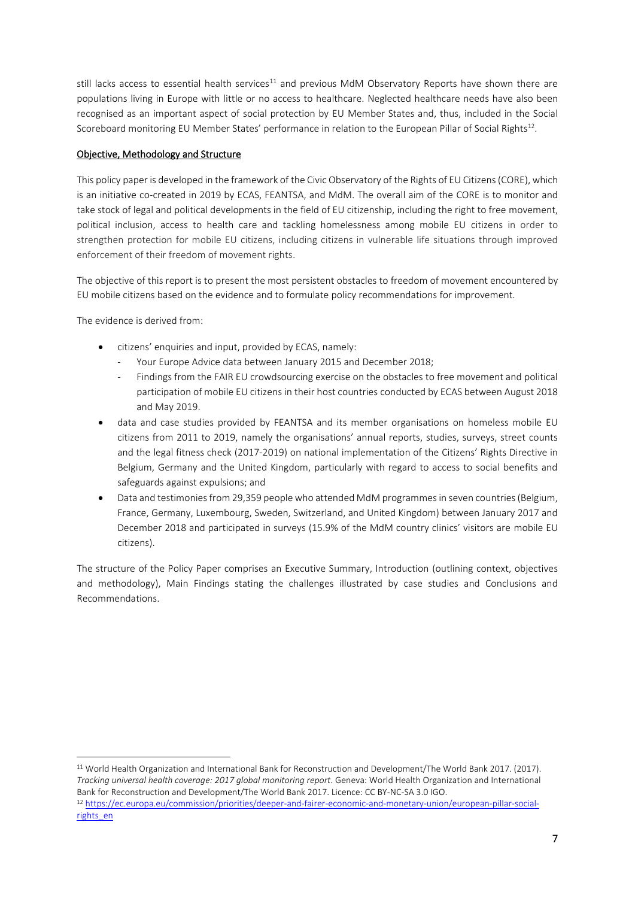still lacks access to essential health services[11] and previous MdM Observatory Reports have shown there are populations living in Europe with little or no access to healthcare. Neglected healthcare needs have also been recognised as an important aspect of social protection by EU Member States and, thus, included in the Social Scoreboard monitoring EU Member States' performance in relation to the European Pillar of Social Rights[12].

## Objective, Methodology and Structure

This policy paper is developed in the framework of the Civic Observatory of the Rights of EU Citizens (CORE), which is an initiative co-created in 2019 by ECAS, FEANTSA, and MdM. The overall aim of the CORE is to monitor and take stock of legal and political developments in the field of EU citizenship, including the right to free movement, political inclusion, access to health care and tackling homelessness among mobile EU citizens in order to strengthen protection for mobile EU citizens, including citizens in vulnerable life situations through improved enforcement of their freedom of movement rights.

The objective of this report is to present the most persistent obstacles to freedom of movement encountered by EU mobile citizens based on the evidence and to formulate policy recommendations for improvement.

The evidence is derived from:

- citizens' enquiries and input, provided by ECAS, namely:
  - Your Europe Advice data between January 2015 and December 2018;
  - Findings from the FAIR EU crowdsourcing exercise on the obstacles to free movement and political participation of mobile EU citizens in their host countries conducted by ECAS between August 2018 and May 2019.
- data and case studies provided by FEANTSA and its member organisations on homeless mobile EU citizens from 2011 to 2019, namely the organisations' annual reports, studies, surveys, street counts and the legal fitness check (2017-2019) on national implementation of the Citizens' Rights Directive in Belgium, Germany and the United Kingdom, particularly with regard to access to social benefits and safeguards against expulsions; and
- Data and testimonies from 29,359 people who attended MdM programmes in seven countries (Belgium, France, Germany, Luxembourg, Sweden, Switzerland, and United Kingdom) between January 2017 and December 2018 and participated in surveys (15.9% of the MdM country clinics' visitors are mobile EU citizens).

The structure of the Policy Paper comprises an Executive Summary, Introduction (outlining context, objectives and methodology), Main Findings stating the challenges illustrated by case studies and Conclusions and Recommendations.

---

[11] World Health Organization and International Bank for Reconstruction and Development/The World Bank 2017. (2017). *Tracking universal health coverage: 2017 global monitoring report*. Geneva: World Health Organization and International Bank for Reconstruction and Development/The World Bank 2017. Licence: CC BY-NC-SA 3.0 IGO.

[12] https://ec.europa.eu/commission/priorities/deeper-and-fairer-economic-and-monetary-union/european-pillar-social-rights_en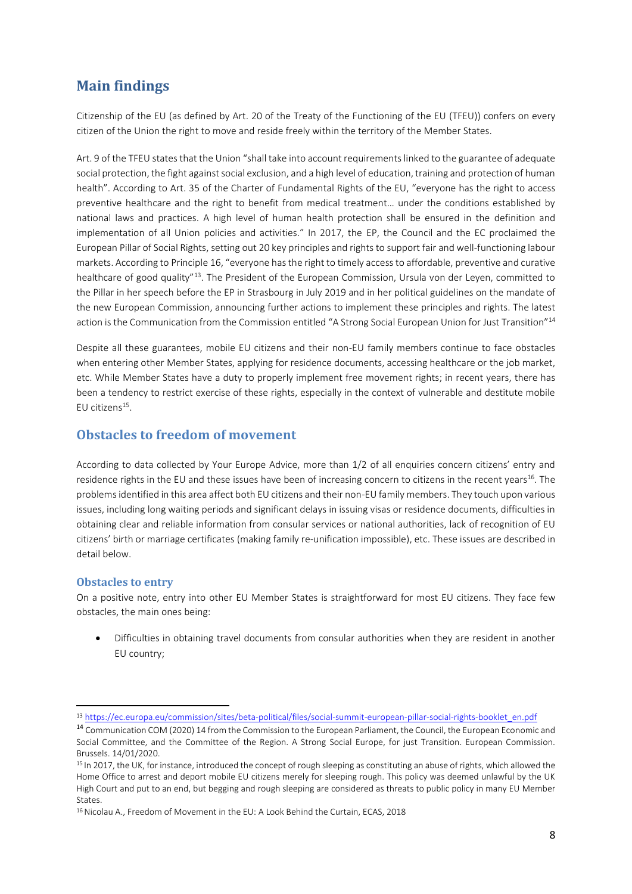## Main findings

Citizenship of the EU (as defined by Art. 20 of the Treaty of the Functioning of the EU (TFEU)) confers on every citizen of the Union the right to move and reside freely within the territory of the Member States.

Art. 9 of the TFEU states that the Union "shall take into account requirements linked to the guarantee of adequate social protection, the fight against social exclusion, and a high level of education, training and protection of human health". According to Art. 35 of the Charter of Fundamental Rights of the EU, "everyone has the right to access preventive healthcare and the right to benefit from medical treatment… under the conditions established by national laws and practices. A high level of human health protection shall be ensured in the definition and implementation of all Union policies and activities." In 2017, the EP, the Council and the EC proclaimed the European Pillar of Social Rights, setting out 20 key principles and rights to support fair and well-functioning labour markets. According to Principle 16, "everyone has the right to timely access to affordable, preventive and curative healthcare of good quality"[13]. The President of the European Commission, Ursula von der Leyen, committed to the Pillar in her speech before the EP in Strasbourg in July 2019 and in her political guidelines on the mandate of the new European Commission, announcing further actions to implement these principles and rights. The latest action is the Communication from the Commission entitled "A Strong Social European Union for Just Transition"[14]

Despite all these guarantees, mobile EU citizens and their non-EU family members continue to face obstacles when entering other Member States, applying for residence documents, accessing healthcare or the job market, etc. While Member States have a duty to properly implement free movement rights; in recent years, there has been a tendency to restrict exercise of these rights, especially in the context of vulnerable and destitute mobile EU citizens[15].

## Obstacles to freedom of movement

According to data collected by Your Europe Advice, more than 1/2 of all enquiries concern citizens' entry and residence rights in the EU and these issues have been of increasing concern to citizens in the recent years[16]. The problems identified in this area affect both EU citizens and their non-EU family members. They touch upon various issues, including long waiting periods and significant delays in issuing visas or residence documents, difficulties in obtaining clear and reliable information from consular services or national authorities, lack of recognition of EU citizens' birth or marriage certificates (making family re-unification impossible), etc. These issues are described in detail below.

### Obstacles to entry

On a positive note, entry into other EU Member States is straightforward for most EU citizens. They face few obstacles, the main ones being:

- Difficulties in obtaining travel documents from consular authorities when they are resident in another EU country;

---

[13] https://ec.europa.eu/commission/sites/beta-political/files/social-summit-european-pillar-social-rights-booklet_en.pdf

[14] Communication COM (2020) 14 from the Commission to the European Parliament, the Council, the European Economic and Social Committee, and the Committee of the Region. A Strong Social Europe, for just Transition. European Commission. Brussels. 14/01/2020.

[15] In 2017, the UK, for instance, introduced the concept of rough sleeping as constituting an abuse of rights, which allowed the Home Office to arrest and deport mobile EU citizens merely for sleeping rough. This policy was deemed unlawful by the UK High Court and put to an end, but begging and rough sleeping are considered as threats to public policy in many EU Member States.

[16] Nicolau A., Freedom of Movement in the EU: A Look Behind the Curtain, ECAS, 2018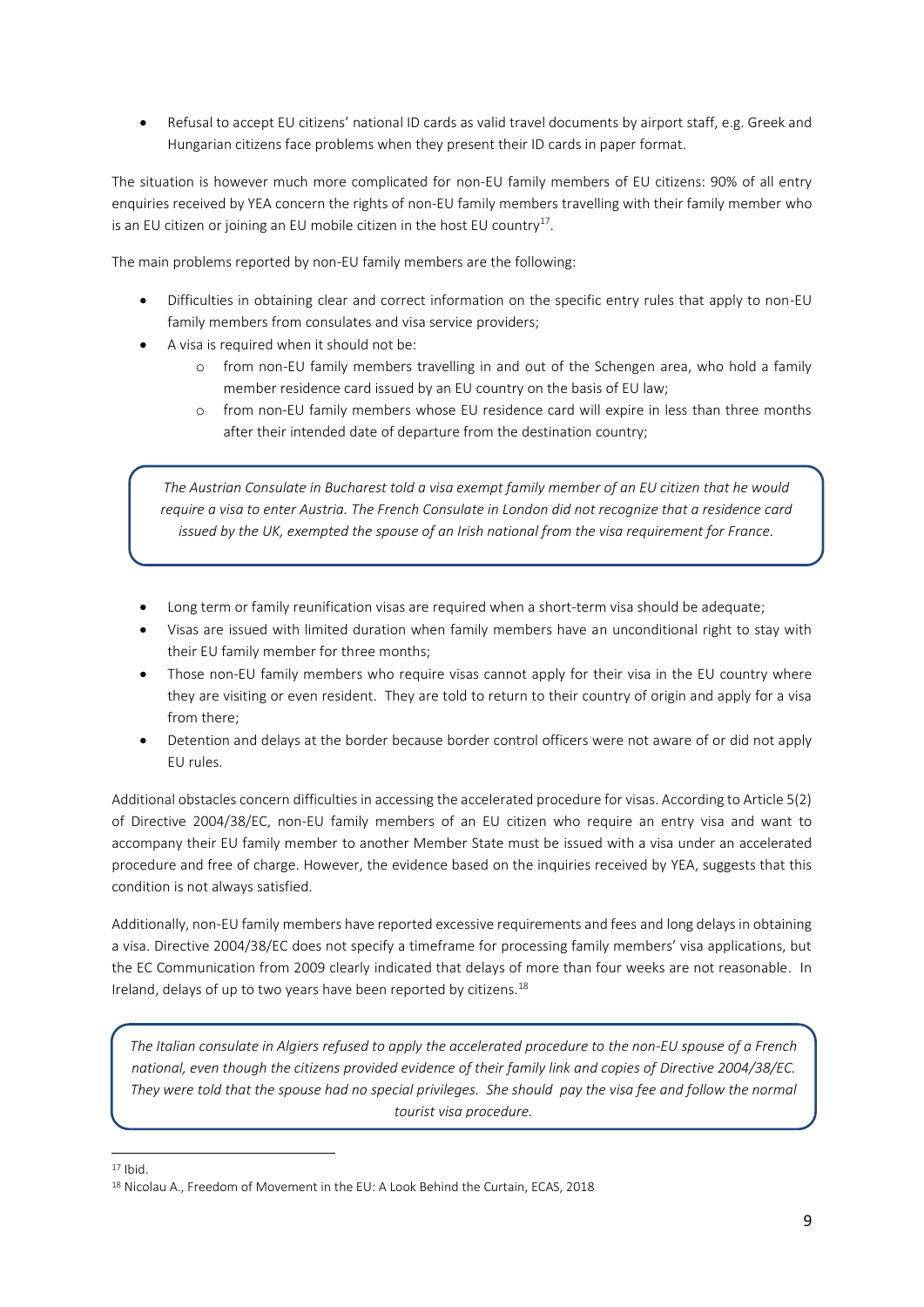- Refusal to accept EU citizens' national ID cards as valid travel documents by airport staff, e.g. Greek and Hungarian citizens face problems when they present their ID cards in paper format.

The situation is however much more complicated for non-EU family members of EU citizens: 90% of all entry enquiries received by YEA concern the rights of non-EU family members travelling with their family member who is an EU citizen or joining an EU mobile citizen in the host EU country[17].

The main problems reported by non-EU family members are the following:

- Difficulties in obtaining clear and correct information on the specific entry rules that apply to non-EU family members from consulates and visa service providers;
- A visa is required when it should not be:
  - from non-EU family members travelling in and out of the Schengen area, who hold a family member residence card issued by an EU country on the basis of EU law;
  - from non-EU family members whose EU residence card will expire in less than three months after their intended date of departure from the destination country;

> *The Austrian Consulate in Bucharest told a visa exempt family member of an EU citizen that he would require a visa to enter Austria. The French Consulate in London did not recognize that a residence card issued by the UK, exempted the spouse of an Irish national from the visa requirement for France.*

- Long term or family reunification visas are required when a short-term visa should be adequate;
- Visas are issued with limited duration when family members have an unconditional right to stay with their EU family member for three months;
- Those non-EU family members who require visas cannot apply for their visa in the EU country where they are visiting or even resident. They are told to return to their country of origin and apply for a visa from there;
- Detention and delays at the border because border control officers were not aware of or did not apply EU rules.

Additional obstacles concern difficulties in accessing the accelerated procedure for visas. According to Article 5(2) of Directive 2004/38/EC, non-EU family members of an EU citizen who require an entry visa and want to accompany their EU family member to another Member State must be issued with a visa under an accelerated procedure and free of charge. However, the evidence based on the inquiries received by YEA, suggests that this condition is not always satisfied.

Additionally, non-EU family members have reported excessive requirements and fees and long delays in obtaining a visa. Directive 2004/38/EC does not specify a timeframe for processing family members' visa applications, but the EC Communication from 2009 clearly indicated that delays of more than four weeks are not reasonable. In Ireland, delays of up to two years have been reported by citizens.[18]

> *The Italian consulate in Algiers refused to apply the accelerated procedure to the non-EU spouse of a French national, even though the citizens provided evidence of their family link and copies of Directive 2004/38/EC. They were told that the spouse had no special privileges. She should pay the visa fee and follow the normal tourist visa procedure.*

---

[17] Ibid.

[18] Nicolau A., Freedom of Movement in the EU: A Look Behind the Curtain, ECAS, 2018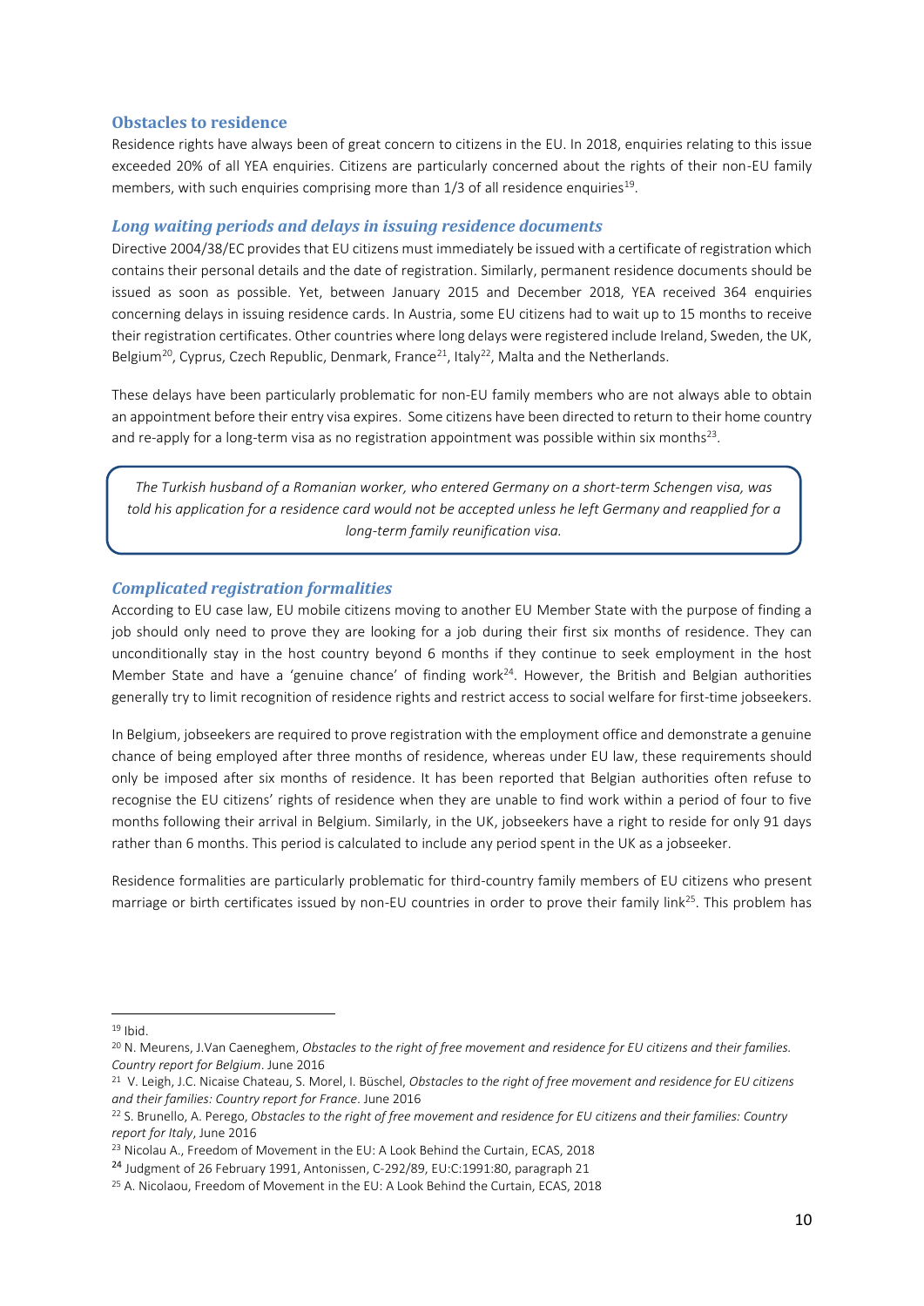## Obstacles to residence

Residence rights have always been of great concern to citizens in the EU. In 2018, enquiries relating to this issue exceeded 20% of all YEA enquiries. Citizens are particularly concerned about the rights of their non-EU family members, with such enquiries comprising more than 1/3 of all residence enquiries[19].

### *Long waiting periods and delays in issuing residence documents*

Directive 2004/38/EC provides that EU citizens must immediately be issued with a certificate of registration which contains their personal details and the date of registration. Similarly, permanent residence documents should be issued as soon as possible. Yet, between January 2015 and December 2018, YEA received 364 enquiries concerning delays in issuing residence cards. In Austria, some EU citizens had to wait up to 15 months to receive their registration certificates. Other countries where long delays were registered include Ireland, Sweden, the UK, Belgium[20], Cyprus, Czech Republic, Denmark, France[21], Italy[22], Malta and the Netherlands.

These delays have been particularly problematic for non-EU family members who are not always able to obtain an appointment before their entry visa expires. Some citizens have been directed to return to their home country and re-apply for a long-term visa as no registration appointment was possible within six months[23].

> *The Turkish husband of a Romanian worker, who entered Germany on a short-term Schengen visa, was told his application for a residence card would not be accepted unless he left Germany and reapplied for a long-term family reunification visa.*

### *Complicated registration formalities*

According to EU case law, EU mobile citizens moving to another EU Member State with the purpose of finding a job should only need to prove they are looking for a job during their first six months of residence. They can unconditionally stay in the host country beyond 6 months if they continue to seek employment in the host Member State and have a 'genuine chance' of finding work[24]. However, the British and Belgian authorities generally try to limit recognition of residence rights and restrict access to social welfare for first-time jobseekers.

In Belgium, jobseekers are required to prove registration with the employment office and demonstrate a genuine chance of being employed after three months of residence, whereas under EU law, these requirements should only be imposed after six months of residence. It has been reported that Belgian authorities often refuse to recognise the EU citizens' rights of residence when they are unable to find work within a period of four to five months following their arrival in Belgium. Similarly, in the UK, jobseekers have a right to reside for only 91 days rather than 6 months. This period is calculated to include any period spent in the UK as a jobseeker.

Residence formalities are particularly problematic for third-country family members of EU citizens who present marriage or birth certificates issued by non-EU countries in order to prove their family link[25]. This problem has

---

[19] Ibid.

[20] N. Meurens, J.Van Caeneghem, *Obstacles to the right of free movement and residence for EU citizens and their families. Country report for Belgium*. June 2016

[21] V. Leigh, J.C. Nicaise Chateau, S. Morel, I. Büschel, *Obstacles to the right of free movement and residence for EU citizens and their families: Country report for France*. June 2016

[22] S. Brunello, A. Perego, *Obstacles to the right of free movement and residence for EU citizens and their families: Country report for Italy*, June 2016

[23] Nicolau A., Freedom of Movement in the EU: A Look Behind the Curtain, ECAS, 2018

[24] Judgment of 26 February 1991, Antonissen, C-292/89, EU:C:1991:80, paragraph 21

[25] A. Nicolaou, Freedom of Movement in the EU: A Look Behind the Curtain, ECAS, 2018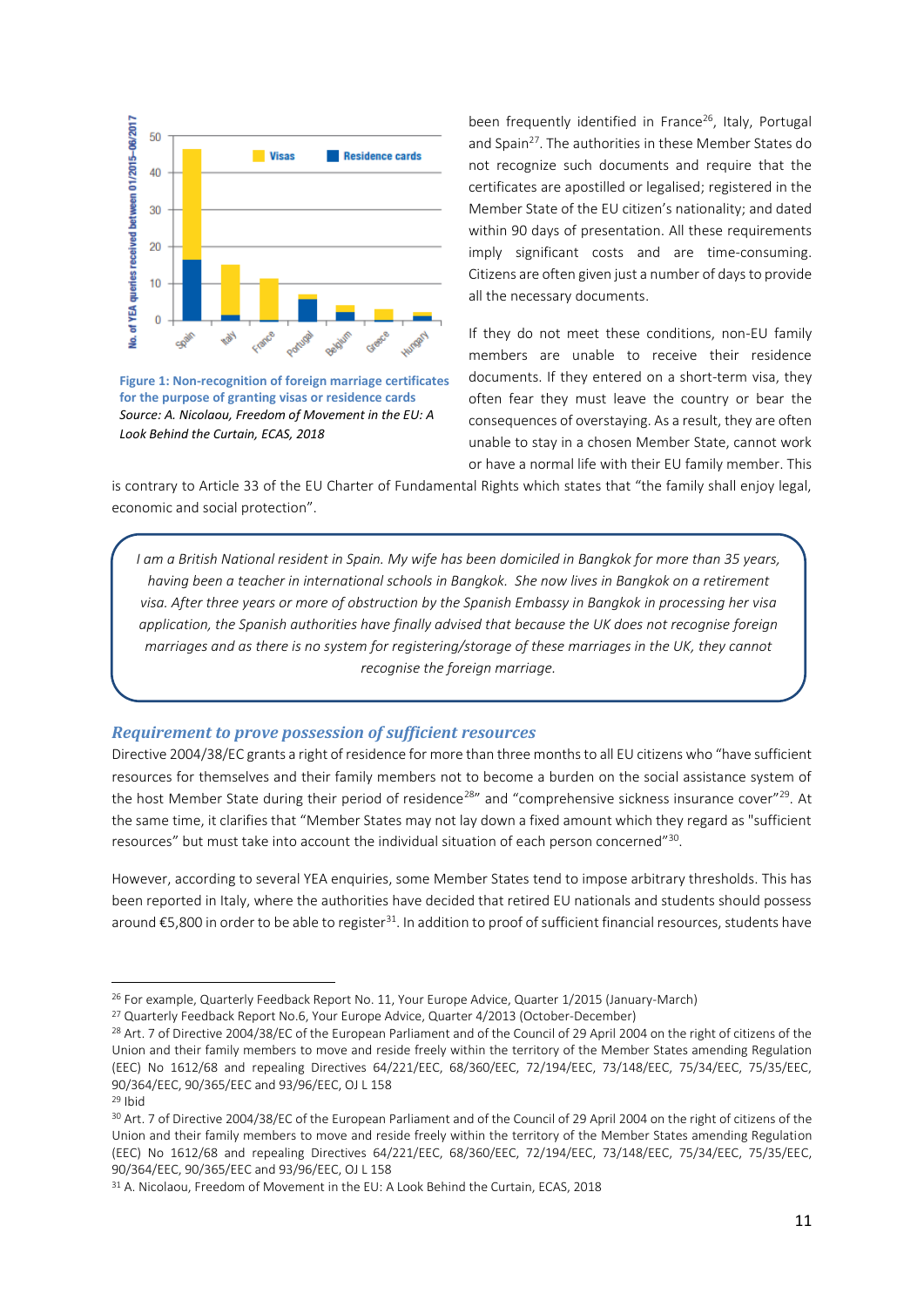Figure 1: Non-recognition of foreign marriage certificates for the purpose of granting visas or residence cards

*Source: A. Nicolaou, Freedom of Movement in the EU: A Look Behind the Curtain, ECAS, 2018*

been frequently identified in France[26], Italy, Portugal and Spain[27]. The authorities in these Member States do not recognize such documents and require that the certificates are apostilled or legalised; registered in the Member State of the EU citizen's nationality; and dated within 90 days of presentation. All these requirements imply significant costs and are time-consuming. Citizens are often given just a number of days to provide all the necessary documents.

If they do not meet these conditions, non-EU family members are unable to receive their residence documents. If they entered on a short-term visa, they often fear they must leave the country or bear the consequences of overstaying. As a result, they are often unable to stay in a chosen Member State, cannot work or have a normal life with their EU family member. This is contrary to Article 33 of the EU Charter of Fundamental Rights which states that "the family shall enjoy legal, economic and social protection".

> *I am a British National resident in Spain. My wife has been domiciled in Bangkok for more than 35 years, having been a teacher in international schools in Bangkok. She now lives in Bangkok on a retirement visa. After three years or more of obstruction by the Spanish Embassy in Bangkok in processing her visa application, the Spanish authorities have finally advised that because the UK does not recognise foreign marriages and as there is no system for registering/storage of these marriages in the UK, they cannot recognise the foreign marriage.*

## Requirement to prove possession of sufficient resources

Directive 2004/38/EC grants a right of residence for more than three months to all EU citizens who "have sufficient resources for themselves and their family members not to become a burden on the social assistance system of the host Member State during their period of residence[28]" and "comprehensive sickness insurance cover"[29]. At the same time, it clarifies that "Member States may not lay down a fixed amount which they regard as "sufficient resources" but must take into account the individual situation of each person concerned"[30].

However, according to several YEA enquiries, some Member States tend to impose arbitrary thresholds. This has been reported in Italy, where the authorities have decided that retired EU nationals and students should possess around €5,800 in order to be able to register[31]. In addition to proof of sufficient financial resources, students have

---

[26] For example, Quarterly Feedback Report No. 11, Your Europe Advice, Quarter 1/2015 (January-March)

[27] Quarterly Feedback Report No.6, Your Europe Advice, Quarter 4/2013 (October-December)

[28] Art. 7 of Directive 2004/38/EC of the European Parliament and of the Council of 29 April 2004 on the right of citizens of the Union and their family members to move and reside freely within the territory of the Member States amending Regulation (EEC) No 1612/68 and repealing Directives 64/221/EEC, 68/360/EEC, 72/194/EEC, 73/148/EEC, 75/34/EEC, 75/35/EEC, 90/364/EEC, 90/365/EEC and 93/96/EEC, OJ L 158

[29] Ibid

[30] Art. 7 of Directive 2004/38/EC of the European Parliament and of the Council of 29 April 2004 on the right of citizens of the Union and their family members to move and reside freely within the territory of the Member States amending Regulation (EEC) No 1612/68 and repealing Directives 64/221/EEC, 68/360/EEC, 72/194/EEC, 73/148/EEC, 75/34/EEC, 75/35/EEC, 90/364/EEC, 90/365/EEC and 93/96/EEC, OJ L 158

[31] A. Nicolaou, Freedom of Movement in the EU: A Look Behind the Curtain, ECAS, 2018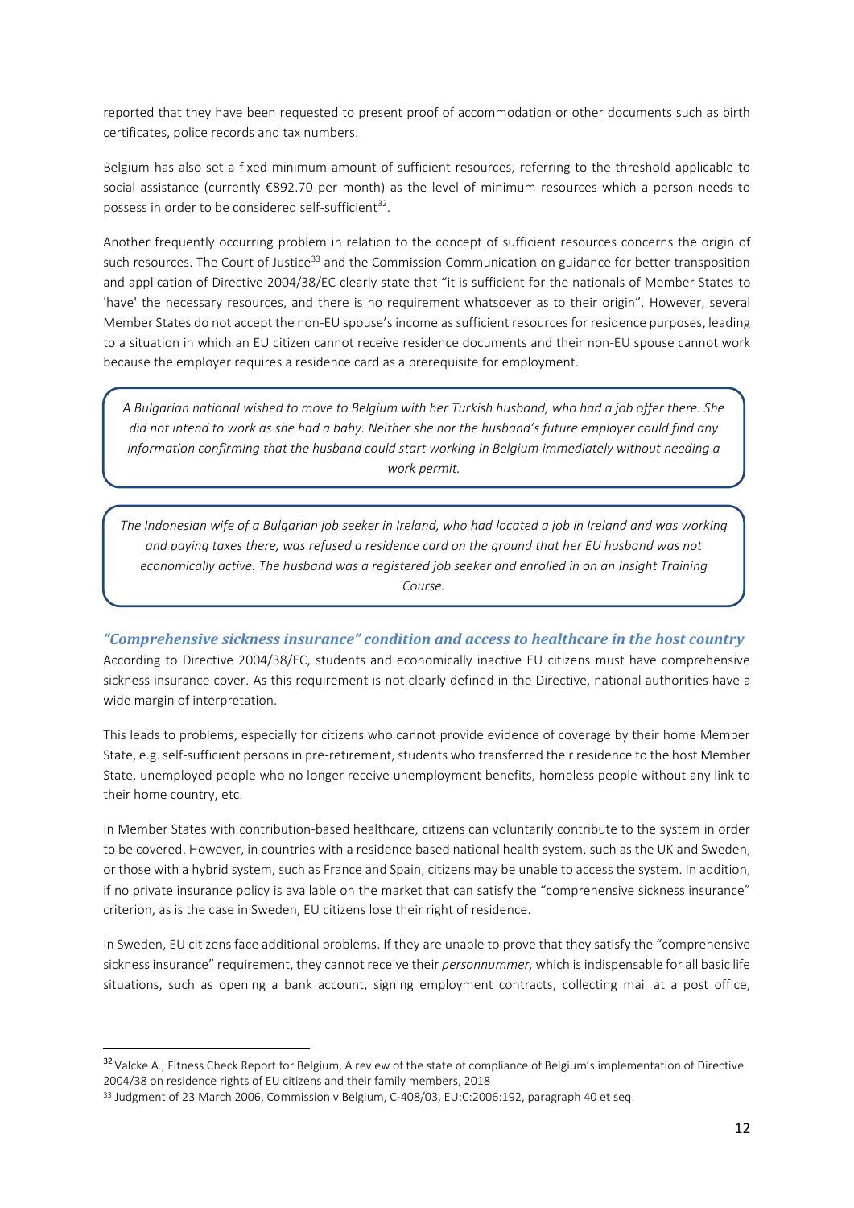reported that they have been requested to present proof of accommodation or other documents such as birth certificates, police records and tax numbers.

Belgium has also set a fixed minimum amount of sufficient resources, referring to the threshold applicable to social assistance (currently €892.70 per month) as the level of minimum resources which a person needs to possess in order to be considered self-sufficient[32].

Another frequently occurring problem in relation to the concept of sufficient resources concerns the origin of such resources. The Court of Justice[33] and the Commission Communication on guidance for better transposition and application of Directive 2004/38/EC clearly state that "it is sufficient for the nationals of Member States to 'have' the necessary resources, and there is no requirement whatsoever as to their origin". However, several Member States do not accept the non-EU spouse's income as sufficient resources for residence purposes, leading to a situation in which an EU citizen cannot receive residence documents and their non-EU spouse cannot work because the employer requires a residence card as a prerequisite for employment.

> *A Bulgarian national wished to move to Belgium with her Turkish husband, who had a job offer there. She did not intend to work as she had a baby. Neither she nor the husband's future employer could find any information confirming that the husband could start working in Belgium immediately without needing a work permit.*

> *The Indonesian wife of a Bulgarian job seeker in Ireland, who had located a job in Ireland and was working and paying taxes there, was refused a residence card on the ground that her EU husband was not economically active. The husband was a registered job seeker and enrolled in on an Insight Training Course.*

### *"Comprehensive sickness insurance" condition and access to healthcare in the host country*

According to Directive 2004/38/EC, students and economically inactive EU citizens must have comprehensive sickness insurance cover. As this requirement is not clearly defined in the Directive, national authorities have a wide margin of interpretation.

This leads to problems, especially for citizens who cannot provide evidence of coverage by their home Member State, e.g. self-sufficient persons in pre-retirement, students who transferred their residence to the host Member State, unemployed people who no longer receive unemployment benefits, homeless people without any link to their home country, etc.

In Member States with contribution-based healthcare, citizens can voluntarily contribute to the system in order to be covered. However, in countries with a residence based national health system, such as the UK and Sweden, or those with a hybrid system, such as France and Spain, citizens may be unable to access the system. In addition, if no private insurance policy is available on the market that can satisfy the "comprehensive sickness insurance" criterion, as is the case in Sweden, EU citizens lose their right of residence.

In Sweden, EU citizens face additional problems. If they are unable to prove that they satisfy the "comprehensive sickness insurance" requirement, they cannot receive their *personnummer,* which is indispensable for all basic life situations, such as opening a bank account, signing employment contracts, collecting mail at a post office,

---

[32] Valcke A., Fitness Check Report for Belgium, A review of the state of compliance of Belgium's implementation of Directive 2004/38 on residence rights of EU citizens and their family members, 2018

[33] Judgment of 23 March 2006, Commission v Belgium, C-408/03, EU:C:2006:192, paragraph 40 et seq.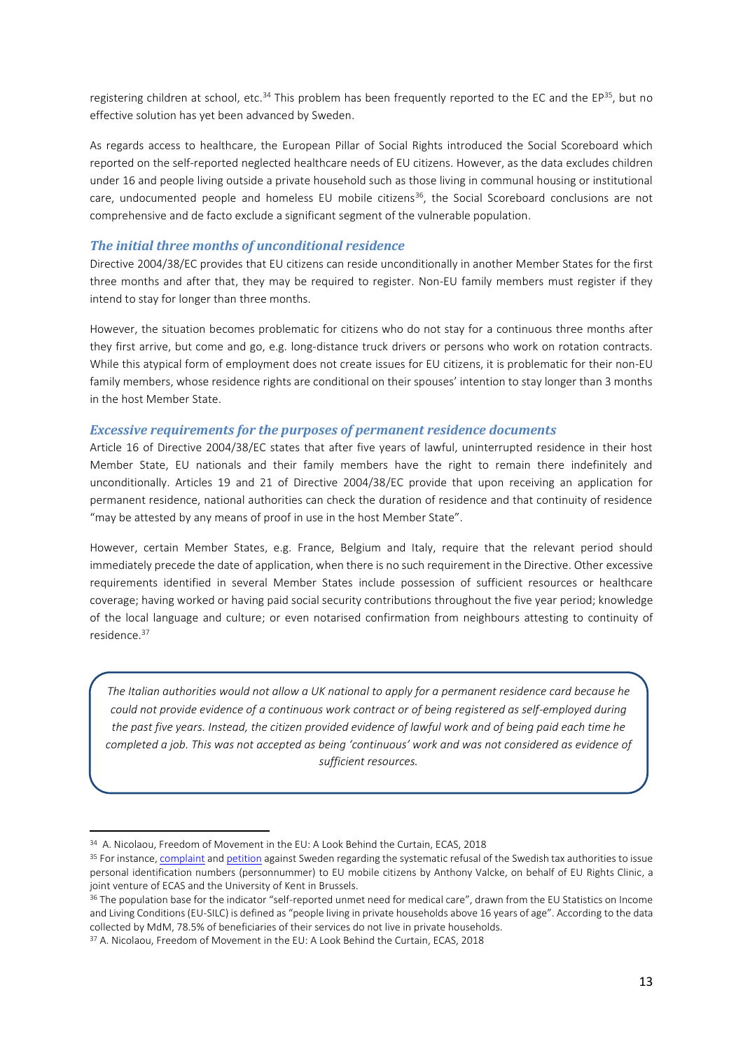registering children at school, etc.[34] This problem has been frequently reported to the EC and the EP[35], but no effective solution has yet been advanced by Sweden.

As regards access to healthcare, the European Pillar of Social Rights introduced the Social Scoreboard which reported on the self-reported neglected healthcare needs of EU citizens. However, as the data excludes children under 16 and people living outside a private household such as those living in communal housing or institutional care, undocumented people and homeless EU mobile citizens[36], the Social Scoreboard conclusions are not comprehensive and de facto exclude a significant segment of the vulnerable population.

### *The initial three months of unconditional residence*

Directive 2004/38/EC provides that EU citizens can reside unconditionally in another Member States for the first three months and after that, they may be required to register. Non-EU family members must register if they intend to stay for longer than three months.

However, the situation becomes problematic for citizens who do not stay for a continuous three months after they first arrive, but come and go, e.g. long-distance truck drivers or persons who work on rotation contracts. While this atypical form of employment does not create issues for EU citizens, it is problematic for their non-EU family members, whose residence rights are conditional on their spouses' intention to stay longer than 3 months in the host Member State.

### *Excessive requirements for the purposes of permanent residence documents*

Article 16 of Directive 2004/38/EC states that after five years of lawful, uninterrupted residence in their host Member State, EU nationals and their family members have the right to remain there indefinitely and unconditionally. Articles 19 and 21 of Directive 2004/38/EC provide that upon receiving an application for permanent residence, national authorities can check the duration of residence and that continuity of residence "may be attested by any means of proof in use in the host Member State".

However, certain Member States, e.g. France, Belgium and Italy, require that the relevant period should immediately precede the date of application, when there is no such requirement in the Directive. Other excessive requirements identified in several Member States include possession of sufficient resources or healthcare coverage; having worked or having paid social security contributions throughout the five year period; knowledge of the local language and culture; or even notarised confirmation from neighbours attesting to continuity of residence.[37]

> *The Italian authorities would not allow a UK national to apply for a permanent residence card because he could not provide evidence of a continuous work contract or of being registered as self-employed during the past five years. Instead, the citizen provided evidence of lawful work and of being paid each time he completed a job. This was not accepted as being 'continuous' work and was not considered as evidence of sufficient resources.*

---

[34] A. Nicolaou, Freedom of Movement in the EU: A Look Behind the Curtain, ECAS, 2018

[35] For instance, complaint and petition against Sweden regarding the systematic refusal of the Swedish tax authorities to issue personal identification numbers (personnummer) to EU mobile citizens by Anthony Valcke, on behalf of EU Rights Clinic, a joint venture of ECAS and the University of Kent in Brussels.

[36] The population base for the indicator "self-reported unmet need for medical care", drawn from the EU Statistics on Income and Living Conditions (EU-SILC) is defined as "people living in private households above 16 years of age". According to the data collected by MdM, 78.5% of beneficiaries of their services do not live in private households.

[37] A. Nicolaou, Freedom of Movement in the EU: A Look Behind the Curtain, ECAS, 2018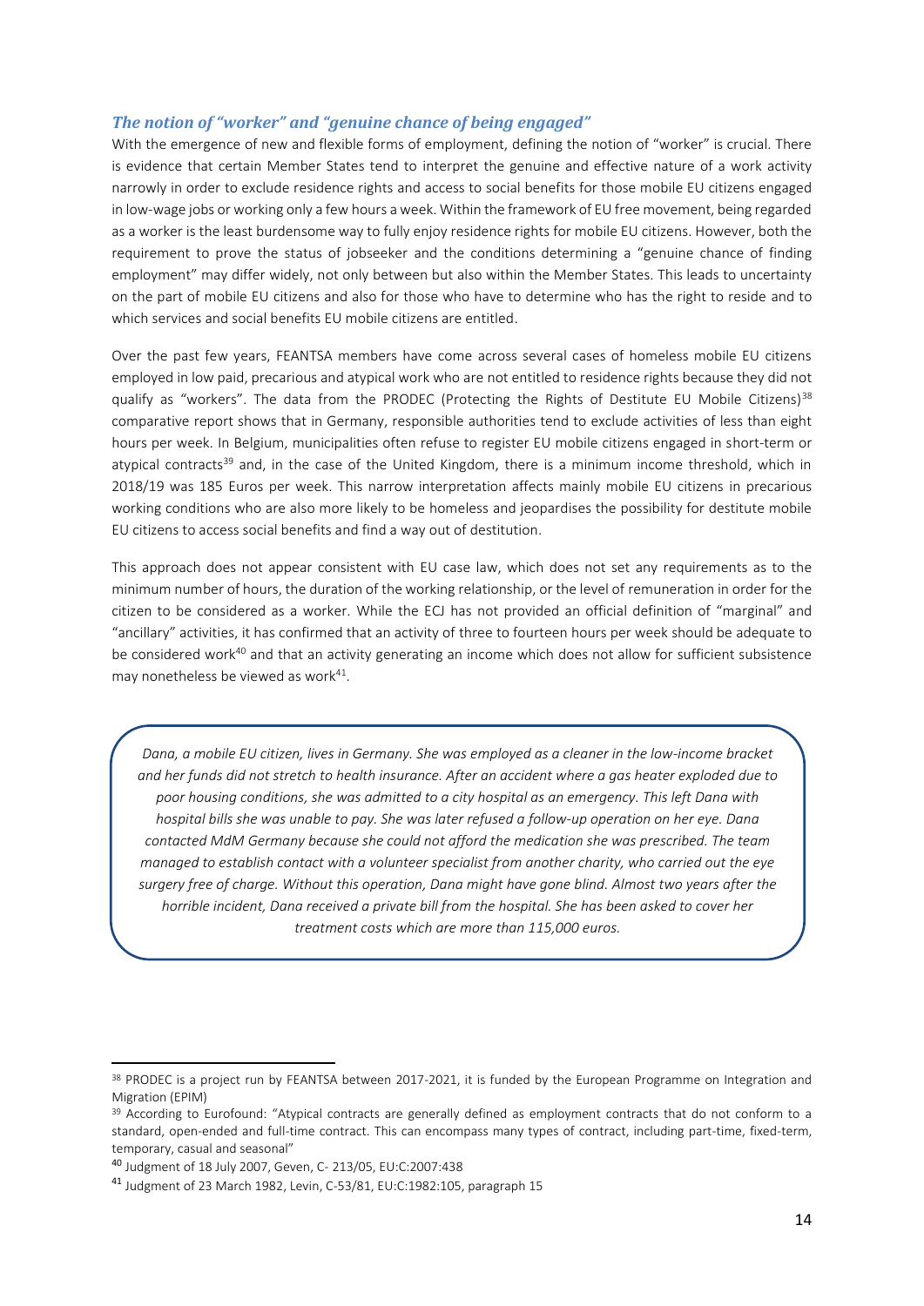### *The notion of "worker" and "genuine chance of being engaged"*

With the emergence of new and flexible forms of employment, defining the notion of "worker" is crucial. There is evidence that certain Member States tend to interpret the genuine and effective nature of a work activity narrowly in order to exclude residence rights and access to social benefits for those mobile EU citizens engaged in low-wage jobs or working only a few hours a week. Within the framework of EU free movement, being regarded as a worker is the least burdensome way to fully enjoy residence rights for mobile EU citizens. However, both the requirement to prove the status of jobseeker and the conditions determining a "genuine chance of finding employment" may differ widely, not only between but also within the Member States. This leads to uncertainty on the part of mobile EU citizens and also for those who have to determine who has the right to reside and to which services and social benefits EU mobile citizens are entitled.

Over the past few years, FEANTSA members have come across several cases of homeless mobile EU citizens employed in low paid, precarious and atypical work who are not entitled to residence rights because they did not qualify as "workers". The data from the PRODEC (Protecting the Rights of Destitute EU Mobile Citizens)[38] comparative report shows that in Germany, responsible authorities tend to exclude activities of less than eight hours per week. In Belgium, municipalities often refuse to register EU mobile citizens engaged in short-term or atypical contracts[39] and, in the case of the United Kingdom, there is a minimum income threshold, which in 2018/19 was 185 Euros per week. This narrow interpretation affects mainly mobile EU citizens in precarious working conditions who are also more likely to be homeless and jeopardises the possibility for destitute mobile EU citizens to access social benefits and find a way out of destitution.

This approach does not appear consistent with EU case law, which does not set any requirements as to the minimum number of hours, the duration of the working relationship, or the level of remuneration in order for the citizen to be considered as a worker. While the ECJ has not provided an official definition of "marginal" and "ancillary" activities, it has confirmed that an activity of three to fourteen hours per week should be adequate to be considered work[40] and that an activity generating an income which does not allow for sufficient subsistence may nonetheless be viewed as work[41].

*Dana, a mobile EU citizen, lives in Germany. She was employed as a cleaner in the low-income bracket and her funds did not stretch to health insurance. After an accident where a gas heater exploded due to poor housing conditions, she was admitted to a city hospital as an emergency. This left Dana with hospital bills she was unable to pay. She was later refused a follow-up operation on her eye. Dana contacted MdM Germany because she could not afford the medication she was prescribed. The team managed to establish contact with a volunteer specialist from another charity, who carried out the eye surgery free of charge. Without this operation, Dana might have gone blind. Almost two years after the horrible incident, Dana received a private bill from the hospital. She has been asked to cover her treatment costs which are more than 115,000 euros.*

---

[38] PRODEC is a project run by FEANTSA between 2017-2021, it is funded by the European Programme on Integration and Migration (EPIM)

[39] According to Eurofound: "Atypical contracts are generally defined as employment contracts that do not conform to a standard, open-ended and full-time contract. This can encompass many types of contract, including part-time, fixed-term, temporary, casual and seasonal"

[40] Judgment of 18 July 2007, Geven, C- 213/05, EU:C:2007:438

[41] Judgment of 23 March 1982, Levin, C-53/81, EU:C:1982:105, paragraph 15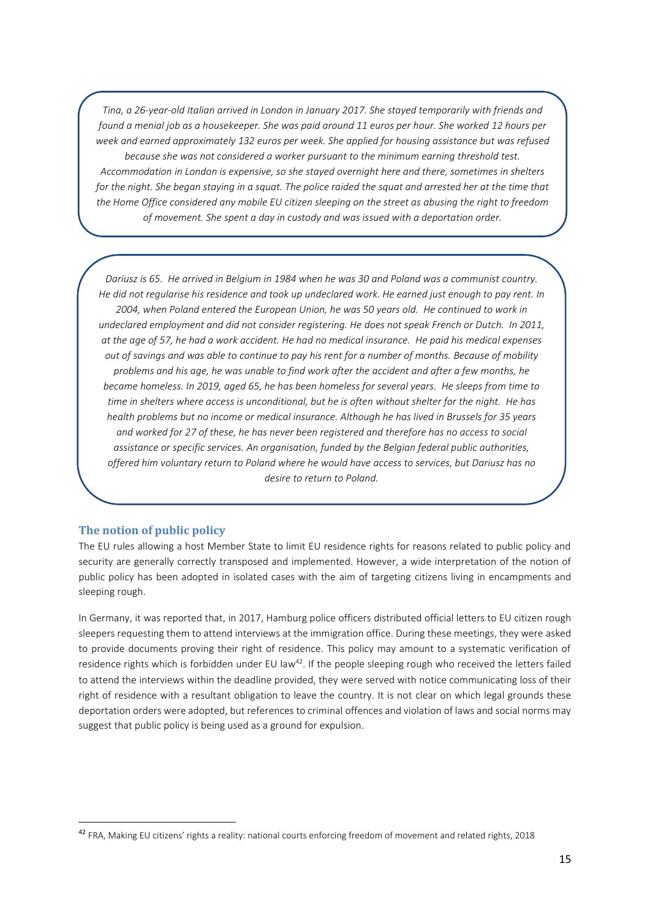*Tina, a 26-year-old Italian arrived in London in January 2017. She stayed temporarily with friends and found a menial job as a housekeeper. She was paid around 11 euros per hour. She worked 12 hours per week and earned approximately 132 euros per week. She applied for housing assistance but was refused because she was not considered a worker pursuant to the minimum earning threshold test. Accommodation in London is expensive, so she stayed overnight here and there, sometimes in shelters for the night. She began staying in a squat. The police raided the squat and arrested her at the time that the Home Office considered any mobile EU citizen sleeping on the street as abusing the right to freedom of movement. She spent a day in custody and was issued with a deportation order.*

*Dariusz is 65. He arrived in Belgium in 1984 when he was 30 and Poland was a communist country. He did not regularise his residence and took up undeclared work. He earned just enough to pay rent. In 2004, when Poland entered the European Union, he was 50 years old. He continued to work in undeclared employment and did not consider registering. He does not speak French or Dutch. In 2011, at the age of 57, he had a work accident. He had no medical insurance. He paid his medical expenses out of savings and was able to continue to pay his rent for a number of months. Because of mobility problems and his age, he was unable to find work after the accident and after a few months, he became homeless. In 2019, aged 65, he has been homeless for several years. He sleeps from time to time in shelters where access is unconditional, but he is often without shelter for the night. He has health problems but no income or medical insurance. Although he has lived in Brussels for 35 years and worked for 27 of these, he has never been registered and therefore has no access to social assistance or specific services. An organisation, funded by the Belgian federal public authorities, offered him voluntary return to Poland where he would have access to services, but Dariusz has no desire to return to Poland.*

### The notion of public policy

The EU rules allowing a host Member State to limit EU residence rights for reasons related to public policy and security are generally correctly transposed and implemented. However, a wide interpretation of the notion of public policy has been adopted in isolated cases with the aim of targeting citizens living in encampments and sleeping rough.

In Germany, it was reported that, in 2017, Hamburg police officers distributed official letters to EU citizen rough sleepers requesting them to attend interviews at the immigration office. During these meetings, they were asked to provide documents proving their right of residence. This policy may amount to a systematic verification of residence rights which is forbidden under EU law[42]. If the people sleeping rough who received the letters failed to attend the interviews within the deadline provided, they were served with notice communicating loss of their right of residence with a resultant obligation to leave the country. It is not clear on which legal grounds these deportation orders were adopted, but references to criminal offences and violation of laws and social norms may suggest that public policy is being used as a ground for expulsion.

[42] FRA, Making EU citizens' rights a reality: national courts enforcing freedom of movement and related rights, 2018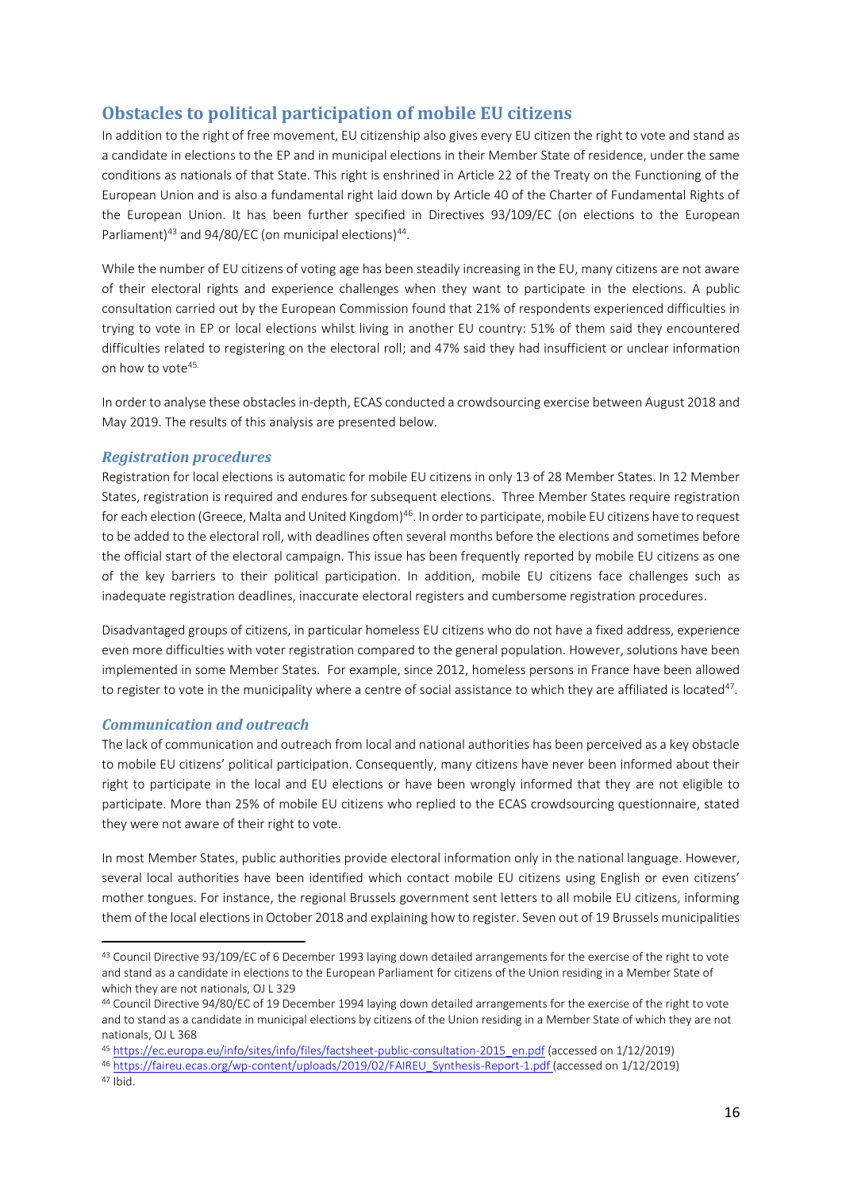## Obstacles to political participation of mobile EU citizens

In addition to the right of free movement, EU citizenship also gives every EU citizen the right to vote and stand as a candidate in elections to the EP and in municipal elections in their Member State of residence, under the same conditions as nationals of that State. This right is enshrined in Article 22 of the Treaty on the Functioning of the European Union and is also a fundamental right laid down by Article 40 of the Charter of Fundamental Rights of the European Union. It has been further specified in Directives 93/109/EC (on elections to the European Parliament)[43] and 94/80/EC (on municipal elections)[44].

While the number of EU citizens of voting age has been steadily increasing in the EU, many citizens are not aware of their electoral rights and experience challenges when they want to participate in the elections. A public consultation carried out by the European Commission found that 21% of respondents experienced difficulties in trying to vote in EP or local elections whilst living in another EU country: 51% of them said they encountered difficulties related to registering on the electoral roll; and 47% said they had insufficient or unclear information on how to vote[45].

In order to analyse these obstacles in-depth, ECAS conducted a crowdsourcing exercise between August 2018 and May 2019. The results of this analysis are presented below.

### *Registration procedures*

Registration for local elections is automatic for mobile EU citizens in only 13 of 28 Member States. In 12 Member States, registration is required and endures for subsequent elections. Three Member States require registration for each election (Greece, Malta and United Kingdom)[46]. In order to participate, mobile EU citizens have to request to be added to the electoral roll, with deadlines often several months before the elections and sometimes before the official start of the electoral campaign. This issue has been frequently reported by mobile EU citizens as one of the key barriers to their political participation. In addition, mobile EU citizens face challenges such as inadequate registration deadlines, inaccurate electoral registers and cumbersome registration procedures.

Disadvantaged groups of citizens, in particular homeless EU citizens who do not have a fixed address, experience even more difficulties with voter registration compared to the general population. However, solutions have been implemented in some Member States. For example, since 2012, homeless persons in France have been allowed to register to vote in the municipality where a centre of social assistance to which they are affiliated is located[47].

### *Communication and outreach*

The lack of communication and outreach from local and national authorities has been perceived as a key obstacle to mobile EU citizens' political participation. Consequently, many citizens have never been informed about their right to participate in the local and EU elections or have been wrongly informed that they are not eligible to participate. More than 25% of mobile EU citizens who replied to the ECAS crowdsourcing questionnaire, stated they were not aware of their right to vote.

In most Member States, public authorities provide electoral information only in the national language. However, several local authorities have been identified which contact mobile EU citizens using English or even citizens' mother tongues. For instance, the regional Brussels government sent letters to all mobile EU citizens, informing them of the local elections in October 2018 and explaining how to register. Seven out of 19 Brussels municipalities

---

[43] Council Directive 93/109/EC of 6 December 1993 laying down detailed arrangements for the exercise of the right to vote and stand as a candidate in elections to the European Parliament for citizens of the Union residing in a Member State of which they are not nationals, OJ L 329

[44] Council Directive 94/80/EC of 19 December 1994 laying down detailed arrangements for the exercise of the right to vote and to stand as a candidate in municipal elections by citizens of the Union residing in a Member State of which they are not nationals, OJ L 368

[45] https://ec.europa.eu/info/sites/info/files/factsheet-public-consultation-2015_en.pdf (accessed on 1/12/2019)

[46] https://faireu.ecas.org/wp-content/uploads/2019/02/FAIREU_Synthesis-Report-1.pdf (accessed on 1/12/2019)

[47] Ibid.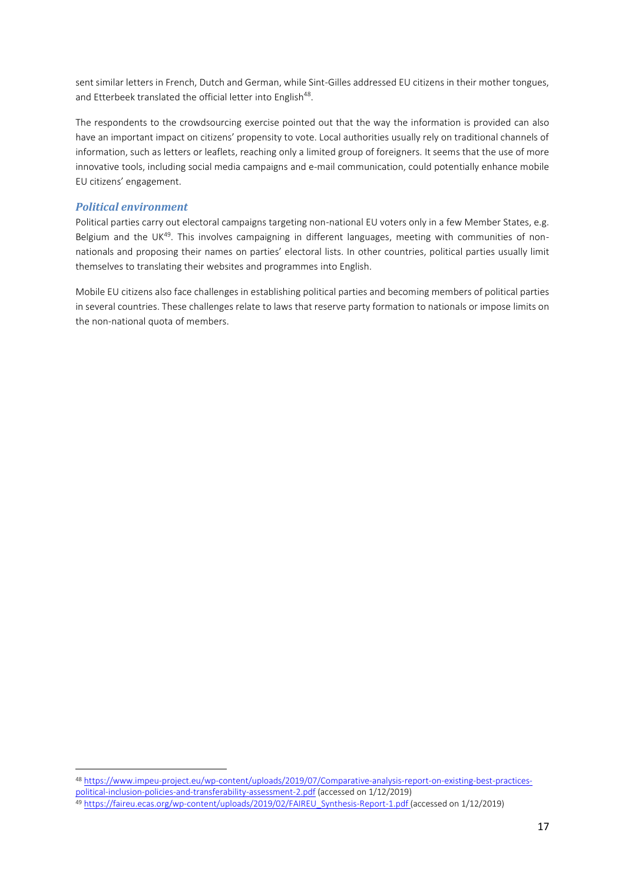sent similar letters in French, Dutch and German, while Sint-Gilles addressed EU citizens in their mother tongues, and Etterbeek translated the official letter into English[48].

The respondents to the crowdsourcing exercise pointed out that the way the information is provided can also have an important impact on citizens' propensity to vote. Local authorities usually rely on traditional channels of information, such as letters or leaflets, reaching only a limited group of foreigners. It seems that the use of more innovative tools, including social media campaigns and e-mail communication, could potentially enhance mobile EU citizens' engagement.

### *Political environment*

Political parties carry out electoral campaigns targeting non-national EU voters only in a few Member States, e.g. Belgium and the UK[49]. This involves campaigning in different languages, meeting with communities of non-nationals and proposing their names on parties' electoral lists. In other countries, political parties usually limit themselves to translating their websites and programmes into English.

Mobile EU citizens also face challenges in establishing political parties and becoming members of political parties in several countries. These challenges relate to laws that reserve party formation to nationals or impose limits on the non-national quota of members.

---

[48] https://www.impeu-project.eu/wp-content/uploads/2019/07/Comparative-analysis-report-on-existing-best-practices-political-inclusion-policies-and-transferability-assessment-2.pdf (accessed on 1/12/2019)

[49] https://faireu.ecas.org/wp-content/uploads/2019/02/FAIREU_Synthesis-Report-1.pdf (accessed on 1/12/2019)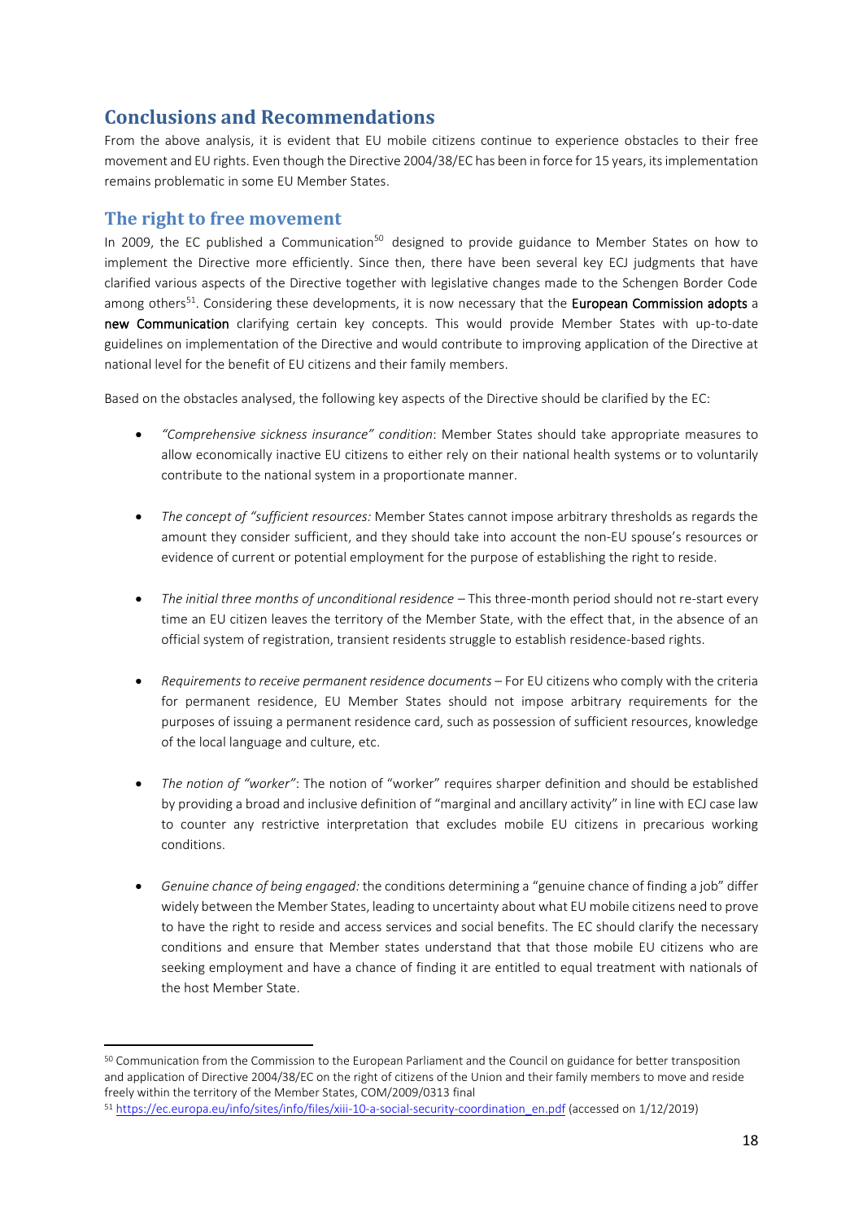## Conclusions and Recommendations

From the above analysis, it is evident that EU mobile citizens continue to experience obstacles to their free movement and EU rights. Even though the Directive 2004/38/EC has been in force for 15 years, its implementation remains problematic in some EU Member States.

### The right to free movement

In 2009, the EC published a Communication[50] designed to provide guidance to Member States on how to implement the Directive more efficiently. Since then, there have been several key ECJ judgments that have clarified various aspects of the Directive together with legislative changes made to the Schengen Border Code among others[51]. Considering these developments, it is now necessary that the **European Commission adopts** a **new Communication** clarifying certain key concepts. This would provide Member States with up-to-date guidelines on implementation of the Directive and would contribute to improving application of the Directive at national level for the benefit of EU citizens and their family members.

Based on the obstacles analysed, the following key aspects of the Directive should be clarified by the EC:

- *"Comprehensive sickness insurance" condition*: Member States should take appropriate measures to allow economically inactive EU citizens to either rely on their national health systems or to voluntarily contribute to the national system in a proportionate manner.
- *The concept of "sufficient resources:* Member States cannot impose arbitrary thresholds as regards the amount they consider sufficient, and they should take into account the non-EU spouse's resources or evidence of current or potential employment for the purpose of establishing the right to reside.
- *The initial three months of unconditional residence* – This three-month period should not re-start every time an EU citizen leaves the territory of the Member State, with the effect that, in the absence of an official system of registration, transient residents struggle to establish residence-based rights.
- *Requirements to receive permanent residence documents* – For EU citizens who comply with the criteria for permanent residence, EU Member States should not impose arbitrary requirements for the purposes of issuing a permanent residence card, such as possession of sufficient resources, knowledge of the local language and culture, etc.
- *The notion of "worker"*: The notion of "worker" requires sharper definition and should be established by providing a broad and inclusive definition of "marginal and ancillary activity" in line with ECJ case law to counter any restrictive interpretation that excludes mobile EU citizens in precarious working conditions.
- *Genuine chance of being engaged:* the conditions determining a "genuine chance of finding a job" differ widely between the Member States, leading to uncertainty about what EU mobile citizens need to prove to have the right to reside and access services and social benefits. The EC should clarify the necessary conditions and ensure that Member states understand that that those mobile EU citizens who are seeking employment and have a chance of finding it are entitled to equal treatment with nationals of the host Member State.

---

[50] Communication from the Commission to the European Parliament and the Council on guidance for better transposition and application of Directive 2004/38/EC on the right of citizens of the Union and their family members to move and reside freely within the territory of the Member States, COM/2009/0313 final

[51] https://ec.europa.eu/info/sites/info/files/xiii-10-a-social-security-coordination_en.pdf (accessed on 1/12/2019)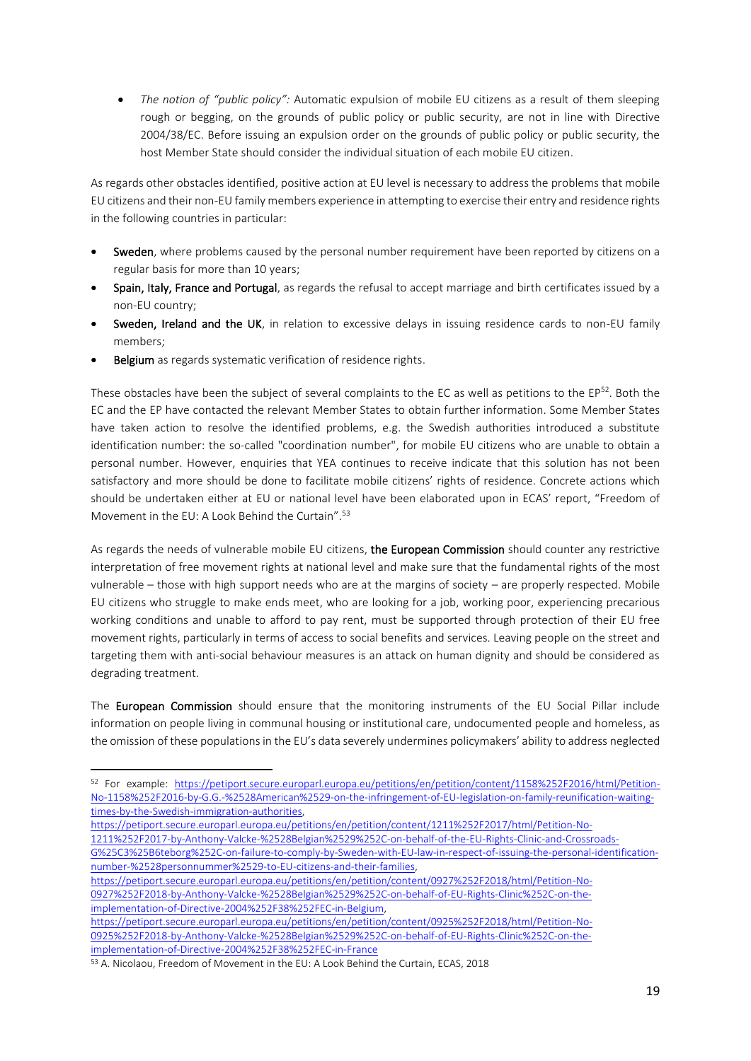- *The notion of "public policy":* Automatic expulsion of mobile EU citizens as a result of them sleeping rough or begging, on the grounds of public policy or public security, are not in line with Directive 2004/38/EC. Before issuing an expulsion order on the grounds of public policy or public security, the host Member State should consider the individual situation of each mobile EU citizen.

As regards other obstacles identified, positive action at EU level is necessary to address the problems that mobile EU citizens and their non-EU family members experience in attempting to exercise their entry and residence rights in the following countries in particular:

- **Sweden**, where problems caused by the personal number requirement have been reported by citizens on a regular basis for more than 10 years;
- **Spain, Italy, France and Portugal**, as regards the refusal to accept marriage and birth certificates issued by a non-EU country;
- **Sweden, Ireland and the UK**, in relation to excessive delays in issuing residence cards to non-EU family members;
- **Belgium** as regards systematic verification of residence rights.

These obstacles have been the subject of several complaints to the EC as well as petitions to the EP[52]. Both the EC and the EP have contacted the relevant Member States to obtain further information. Some Member States have taken action to resolve the identified problems, e.g. the Swedish authorities introduced a substitute identification number: the so-called "coordination number", for mobile EU citizens who are unable to obtain a personal number. However, enquiries that YEA continues to receive indicate that this solution has not been satisfactory and more should be done to facilitate mobile citizens' rights of residence. Concrete actions which should be undertaken either at EU or national level have been elaborated upon in ECAS' report, "Freedom of Movement in the EU: A Look Behind the Curtain".[53]

As regards the needs of vulnerable mobile EU citizens, **the European Commission** should counter any restrictive interpretation of free movement rights at national level and make sure that the fundamental rights of the most vulnerable – those with high support needs who are at the margins of society – are properly respected. Mobile EU citizens who struggle to make ends meet, who are looking for a job, working poor, experiencing precarious working conditions and unable to afford to pay rent, must be supported through protection of their EU free movement rights, particularly in terms of access to social benefits and services. Leaving people on the street and targeting them with anti-social behaviour measures is an attack on human dignity and should be considered as degrading treatment.

The **European Commission** should ensure that the monitoring instruments of the EU Social Pillar include information on people living in communal housing or institutional care, undocumented people and homeless, as the omission of these populations in the EU's data severely undermines policymakers' ability to address neglected

---

[52] For example: https://petiport.secure.europarl.europa.eu/petitions/en/petition/content/1158%252F2016/html/Petition-No-1158%252F2016-by-G.G.-%2528American%2529-on-the-infringement-of-EU-legislation-on-family-reunification-waiting-times-by-the-Swedish-immigration-authorities, https://petiport.secure.europarl.europa.eu/petitions/en/petition/content/1211%252F2017/html/Petition-No-1211%252F2017-by-Anthony-Valcke-%2528Belgian%2529%252C-on-behalf-of-the-EU-Rights-Clinic-and-Crossroads-G%25C3%25B6teborg%252C-on-failure-to-comply-by-Sweden-with-EU-law-in-respect-of-issuing-the-personal-identification-number-%2528personnummer%2529-to-EU-citizens-and-their-families, https://petiport.secure.europarl.europa.eu/petitions/en/petition/content/0927%252F2018/html/Petition-No-0927%252F2018-by-Anthony-Valcke-%2528Belgian%2529%252C-on-behalf-of-EU-Rights-Clinic%252C-on-the-implementation-of-Directive-2004%252F38%252FEC-in-Belgium, https://petiport.secure.europarl.europa.eu/petitions/en/petition/content/0925%252F2018/html/Petition-No-0925%252F2018-by-Anthony-Valcke-%2528Belgian%2529%252C-on-behalf-of-EU-Rights-Clinic%252C-on-the-implementation-of-Directive-2004%252F38%252FEC-in-France

[53] A. Nicolaou, Freedom of Movement in the EU: A Look Behind the Curtain, ECAS, 2018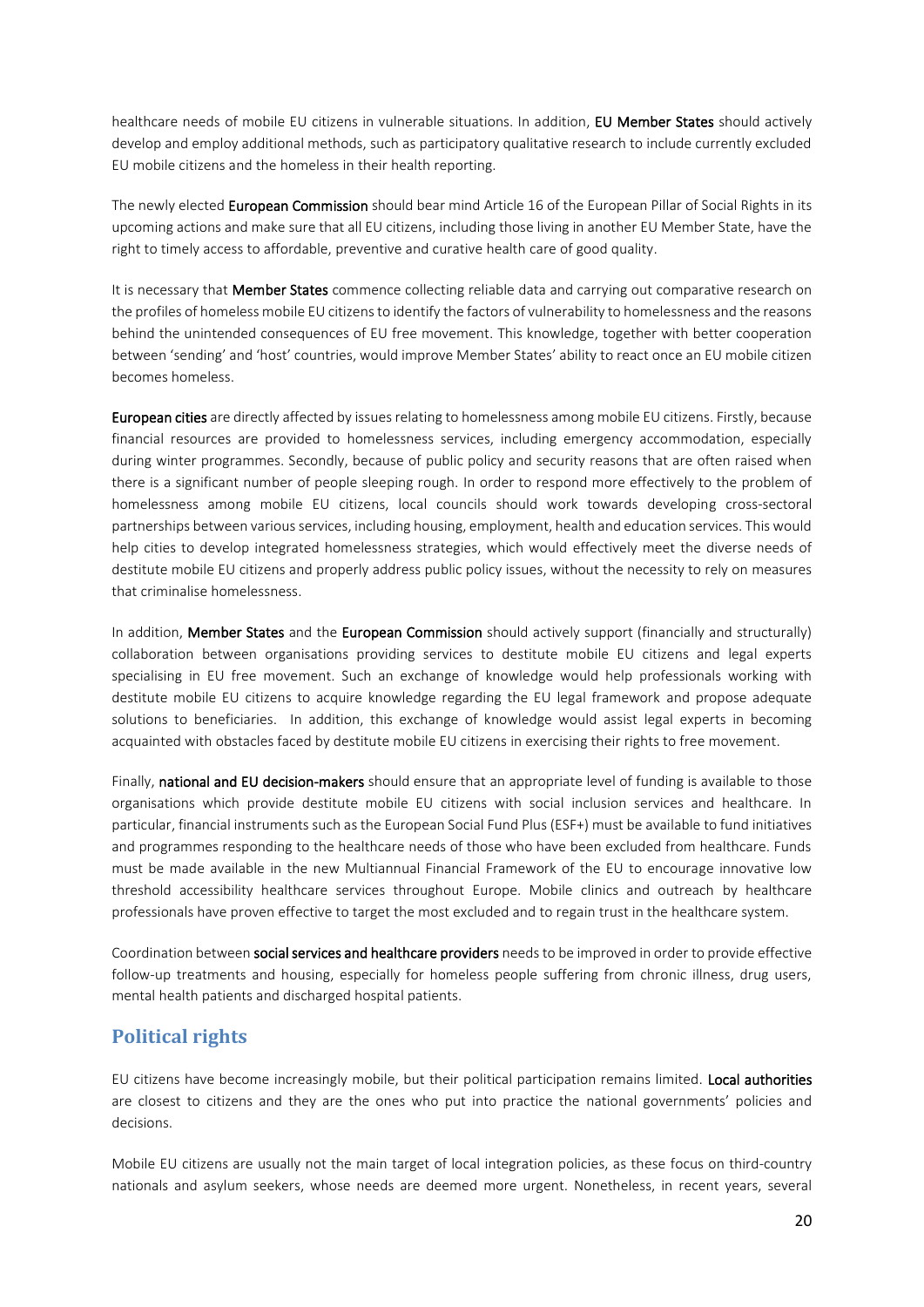healthcare needs of mobile EU citizens in vulnerable situations. In addition, EU Member States should actively develop and employ additional methods, such as participatory qualitative research to include currently excluded EU mobile citizens and the homeless in their health reporting.

The newly elected European Commission should bear mind Article 16 of the European Pillar of Social Rights in its upcoming actions and make sure that all EU citizens, including those living in another EU Member State, have the right to timely access to affordable, preventive and curative health care of good quality.

It is necessary that Member States commence collecting reliable data and carrying out comparative research on the profiles of homeless mobile EU citizens to identify the factors of vulnerability to homelessness and the reasons behind the unintended consequences of EU free movement. This knowledge, together with better cooperation between 'sending' and 'host' countries, would improve Member States' ability to react once an EU mobile citizen becomes homeless.

European cities are directly affected by issues relating to homelessness among mobile EU citizens. Firstly, because financial resources are provided to homelessness services, including emergency accommodation, especially during winter programmes. Secondly, because of public policy and security reasons that are often raised when there is a significant number of people sleeping rough. In order to respond more effectively to the problem of homelessness among mobile EU citizens, local councils should work towards developing cross-sectoral partnerships between various services, including housing, employment, health and education services. This would help cities to develop integrated homelessness strategies, which would effectively meet the diverse needs of destitute mobile EU citizens and properly address public policy issues, without the necessity to rely on measures that criminalise homelessness.

In addition, Member States and the European Commission should actively support (financially and structurally) collaboration between organisations providing services to destitute mobile EU citizens and legal experts specialising in EU free movement. Such an exchange of knowledge would help professionals working with destitute mobile EU citizens to acquire knowledge regarding the EU legal framework and propose adequate solutions to beneficiaries. In addition, this exchange of knowledge would assist legal experts in becoming acquainted with obstacles faced by destitute mobile EU citizens in exercising their rights to free movement.

Finally, national and EU decision-makers should ensure that an appropriate level of funding is available to those organisations which provide destitute mobile EU citizens with social inclusion services and healthcare. In particular, financial instruments such as the European Social Fund Plus (ESF+) must be available to fund initiatives and programmes responding to the healthcare needs of those who have been excluded from healthcare. Funds must be made available in the new Multiannual Financial Framework of the EU to encourage innovative low threshold accessibility healthcare services throughout Europe. Mobile clinics and outreach by healthcare professionals have proven effective to target the most excluded and to regain trust in the healthcare system.

Coordination between social services and healthcare providers needs to be improved in order to provide effective follow-up treatments and housing, especially for homeless people suffering from chronic illness, drug users, mental health patients and discharged hospital patients.

## Political rights

EU citizens have become increasingly mobile, but their political participation remains limited. Local authorities are closest to citizens and they are the ones who put into practice the national governments' policies and decisions.

Mobile EU citizens are usually not the main target of local integration policies, as these focus on third-country nationals and asylum seekers, whose needs are deemed more urgent. Nonetheless, in recent years, several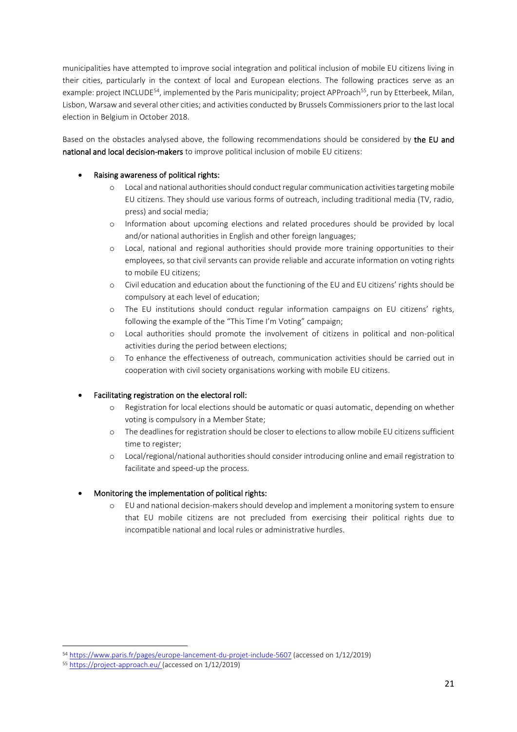municipalities have attempted to improve social integration and political inclusion of mobile EU citizens living in their cities, particularly in the context of local and European elections. The following practices serve as an example: project INCLUDE[54], implemented by the Paris municipality; project APProach[55], run by Etterbeek, Milan, Lisbon, Warsaw and several other cities; and activities conducted by Brussels Commissioners prior to the last local election in Belgium in October 2018.

Based on the obstacles analysed above, the following recommendations should be considered by **the EU and national and local decision-makers** to improve political inclusion of mobile EU citizens:

- **Raising awareness of political rights:**
  - Local and national authorities should conduct regular communication activities targeting mobile EU citizens. They should use various forms of outreach, including traditional media (TV, radio, press) and social media;
  - Information about upcoming elections and related procedures should be provided by local and/or national authorities in English and other foreign languages;
  - Local, national and regional authorities should provide more training opportunities to their employees, so that civil servants can provide reliable and accurate information on voting rights to mobile EU citizens;
  - Civil education and education about the functioning of the EU and EU citizens' rights should be compulsory at each level of education;
  - The EU institutions should conduct regular information campaigns on EU citizens' rights, following the example of the "This Time I'm Voting" campaign;
  - Local authorities should promote the involvement of citizens in political and non-political activities during the period between elections;
  - To enhance the effectiveness of outreach, communication activities should be carried out in cooperation with civil society organisations working with mobile EU citizens.

- **Facilitating registration on the electoral roll:**
  - Registration for local elections should be automatic or quasi automatic, depending on whether voting is compulsory in a Member State;
  - The deadlines for registration should be closer to elections to allow mobile EU citizens sufficient time to register;
  - Local/regional/national authorities should consider introducing online and email registration to facilitate and speed-up the process.

- **Monitoring the implementation of political rights:**
  - EU and national decision-makers should develop and implement a monitoring system to ensure that EU mobile citizens are not precluded from exercising their political rights due to incompatible national and local rules or administrative hurdles.

---

[54] https://www.paris.fr/pages/europe-lancement-du-projet-include-5607 (accessed on 1/12/2019)

[55] https://project-approach.eu/ (accessed on 1/12/2019)